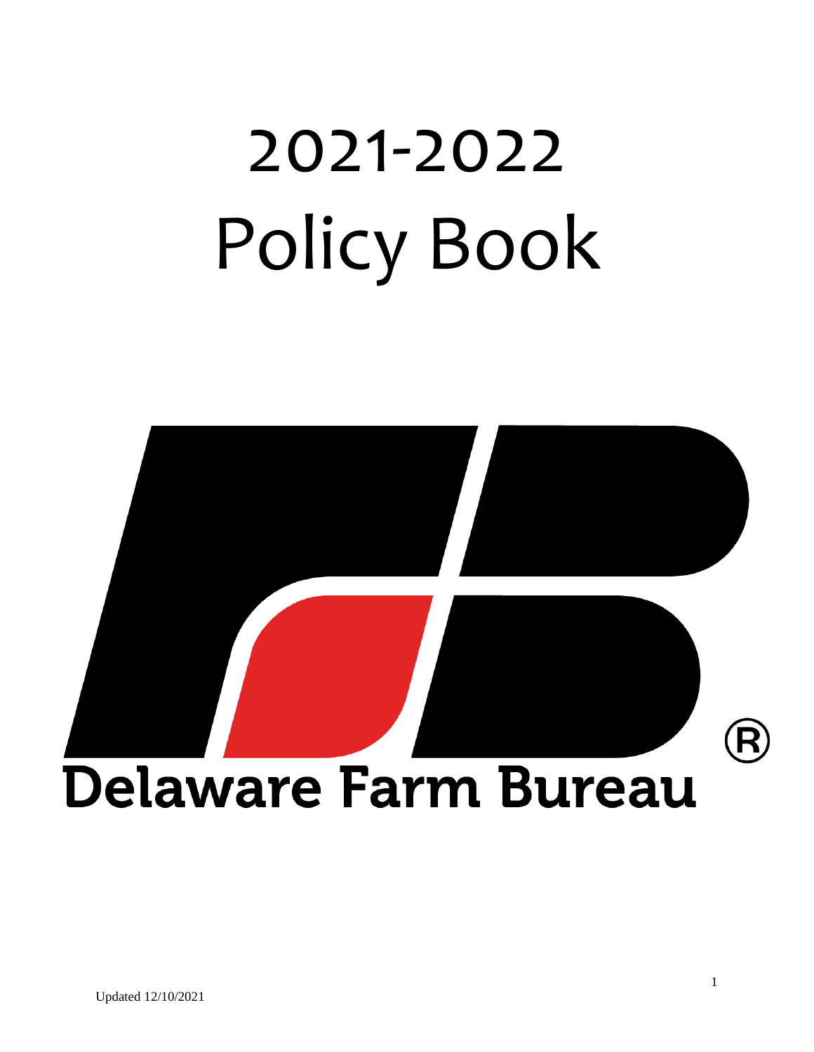# 2021-2022
# Policy Book

Delaware Farm Bureau

Updated 12/10/2021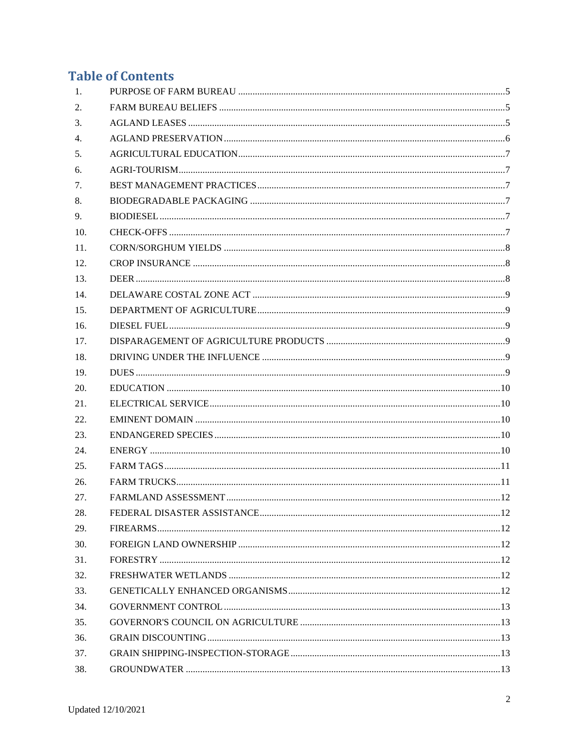## Table of Contents

1. PURPOSE OF FARM BUREAU ........ 5
2. FARM BUREAU BELIEFS ........ 5
3. AGLAND LEASES ........ 5
4. AGLAND PRESERVATION ........ 6
5. AGRICULTURAL EDUCATION ........ 7
6. AGRI-TOURISM ........ 7
7. BEST MANAGEMENT PRACTICES ........ 7
8. BIODEGRADABLE PACKAGING ........ 7
9. BIODIESEL ........ 7
10. CHECK-OFFS ........ 7
11. CORN/SORGHUM YIELDS ........ 8
12. CROP INSURANCE ........ 8
13. DEER ........ 8
14. DELAWARE COSTAL ZONE ACT ........ 9
15. DEPARTMENT OF AGRICULTURE ........ 9
16. DIESEL FUEL ........ 9
17. DISPARAGEMENT OF AGRICULTURE PRODUCTS ........ 9
18. DRIVING UNDER THE INFLUENCE ........ 9
19. DUES ........ 9
20. EDUCATION ........ 10
21. ELECTRICAL SERVICE ........ 10
22. EMINENT DOMAIN ........ 10
23. ENDANGERED SPECIES ........ 10
24. ENERGY ........ 10
25. FARM TAGS ........ 11
26. FARM TRUCKS ........ 11
27. FARMLAND ASSESSMENT ........ 12
28. FEDERAL DISASTER ASSISTANCE ........ 12
29. FIREARMS ........ 12
30. FOREIGN LAND OWNERSHIP ........ 12
31. FORESTRY ........ 12
32. FRESHWATER WETLANDS ........ 12
33. GENETICALLY ENHANCED ORGANISMS ........ 12
34. GOVERNMENT CONTROL ........ 13
35. GOVERNOR'S COUNCIL ON AGRICULTURE ........ 13
36. GRAIN DISCOUNTING ........ 13
37. GRAIN SHIPPING-INSPECTION-STORAGE ........ 13
38. GROUNDWATER ........ 13

Updated 12/10/2021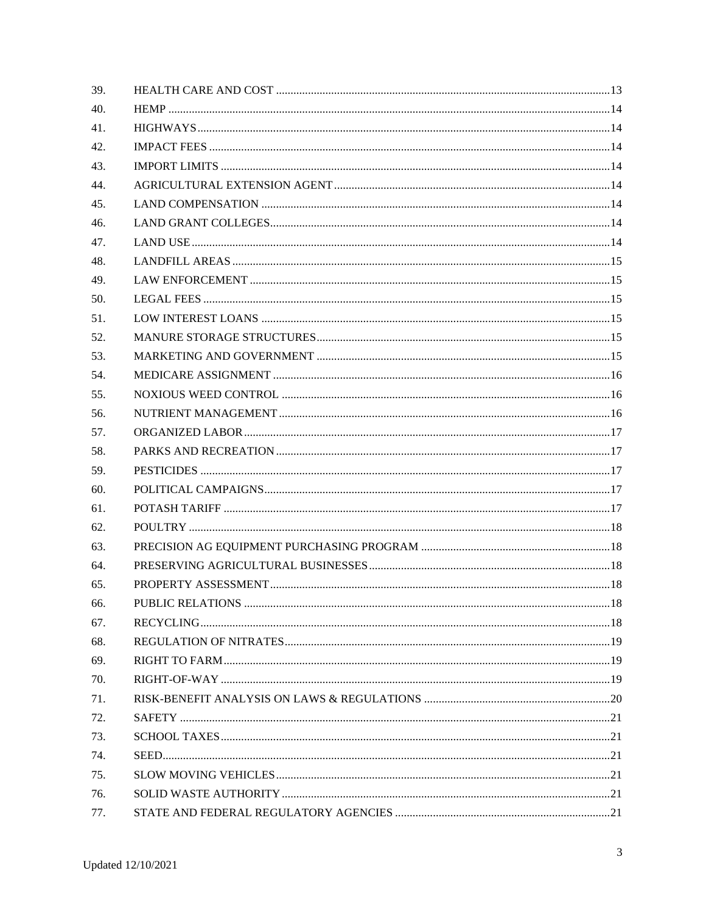39. HEALTH CARE AND COST ....................................................................................................13
40. HEMP ........................................................................................................................................14
41. HIGHWAYS..............................................................................................................................14
42. IMPACT FEES ..........................................................................................................................14
43. IMPORT LIMITS ......................................................................................................................14
44. AGRICULTURAL EXTENSION AGENT...............................................................................14
45. LAND COMPENSATION ........................................................................................................14
46. LAND GRANT COLLEGES.....................................................................................................14
47. LAND USE................................................................................................................................14
48. LANDFILL AREAS ..................................................................................................................15
49. LAW ENFORCEMENT ............................................................................................................15
50. LEGAL FEES ............................................................................................................................15
51. LOW INTEREST LOANS ........................................................................................................15
52. MANURE STORAGE STRUCTURES.....................................................................................15
53. MARKETING AND GOVERNMENT .....................................................................................15
54. MEDICARE ASSIGNMENT ....................................................................................................16
55. NOXIOUS WEED CONTROL .................................................................................................16
56. NUTRIENT MANAGEMENT ..................................................................................................16
57. ORGANIZED LABOR..............................................................................................................17
58. PARKS AND RECREATION...................................................................................................17
59. PESTICIDES .............................................................................................................................17
60. POLITICAL CAMPAIGNS.......................................................................................................17
61. POTASH TARIFF .....................................................................................................................17
62. POULTRY .................................................................................................................................18
63. PRECISION AG EQUIPMENT PURCHASING PROGRAM .................................................18
64. PRESERVING AGRICULTURAL BUSINESSES...................................................................18
65. PROPERTY ASSESSMENT.....................................................................................................18
66. PUBLIC RELATIONS ..............................................................................................................18
67. RECYCLING.............................................................................................................................18
68. REGULATION OF NITRATES................................................................................................19
69. RIGHT TO FARM.....................................................................................................................19
70. RIGHT-OF-WAY ......................................................................................................................19
71. RISK-BENEFIT ANALYSIS ON LAWS & REGULATIONS .................................................20
72. SAFETY ....................................................................................................................................21
73. SCHOOL TAXES......................................................................................................................21
74. SEED..........................................................................................................................................21
75. SLOW MOVING VEHICLES...................................................................................................21
76. SOLID WASTE AUTHORITY .................................................................................................21
77. STATE AND FEDERAL REGULATORY AGENCIES ..........................................................21

Updated 12/10/2021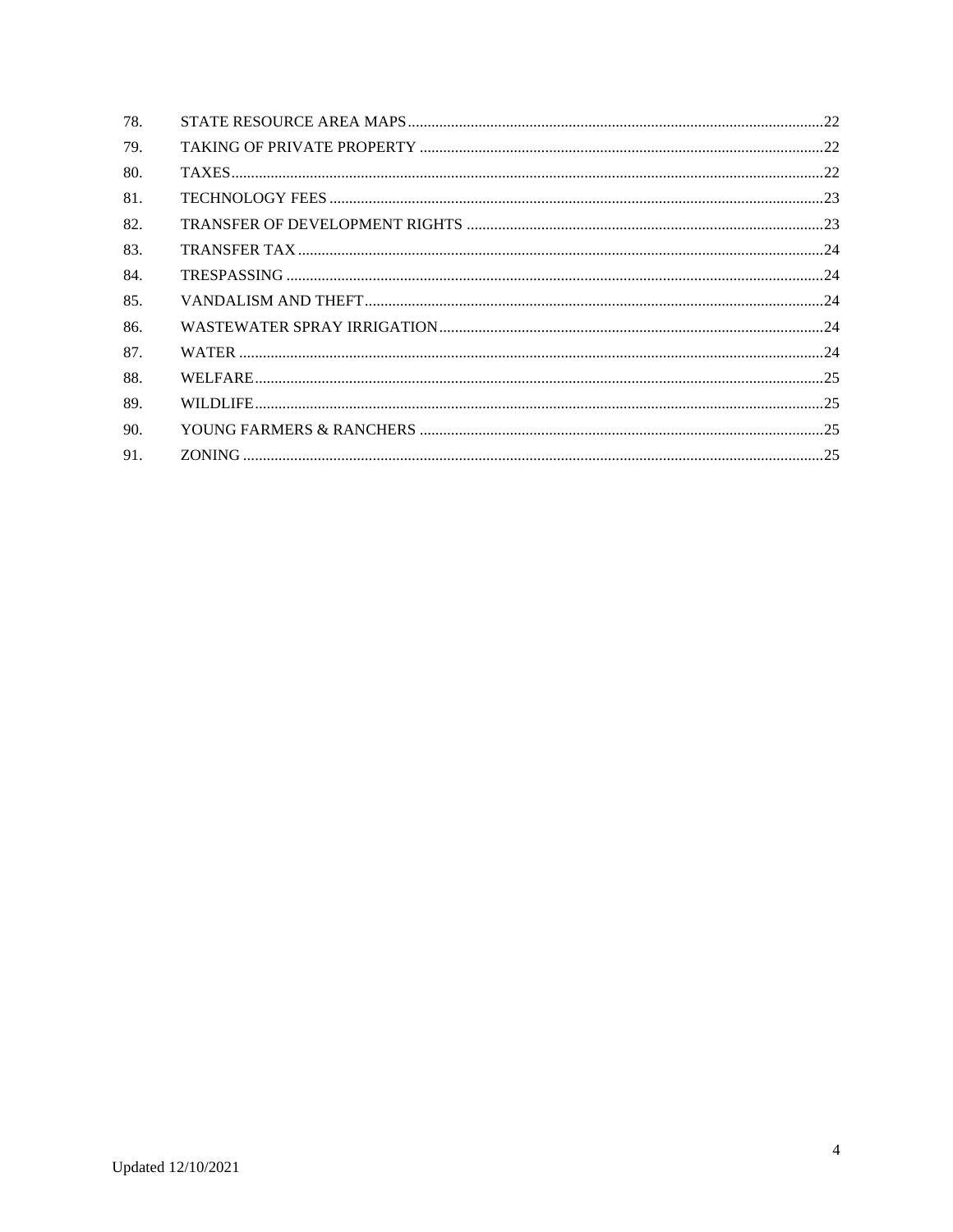| | | |
|---|---|---|
| 78. | STATE RESOURCE AREA MAPS | 22 |
| 79. | TAKING OF PRIVATE PROPERTY | 22 |
| 80. | TAXES | 22 |
| 81. | TECHNOLOGY FEES | 23 |
| 82. | TRANSFER OF DEVELOPMENT RIGHTS | 23 |
| 83. | TRANSFER TAX | 24 |
| 84. | TRESPASSING | 24 |
| 85. | VANDALISM AND THEFT | 24 |
| 86. | WASTEWATER SPRAY IRRIGATION | 24 |
| 87. | WATER | 24 |
| 88. | WELFARE | 25 |
| 89. | WILDLIFE | 25 |
| 90. | YOUNG FARMERS & RANCHERS | 25 |
| 91. | ZONING | 25 |

Updated 12/10/2021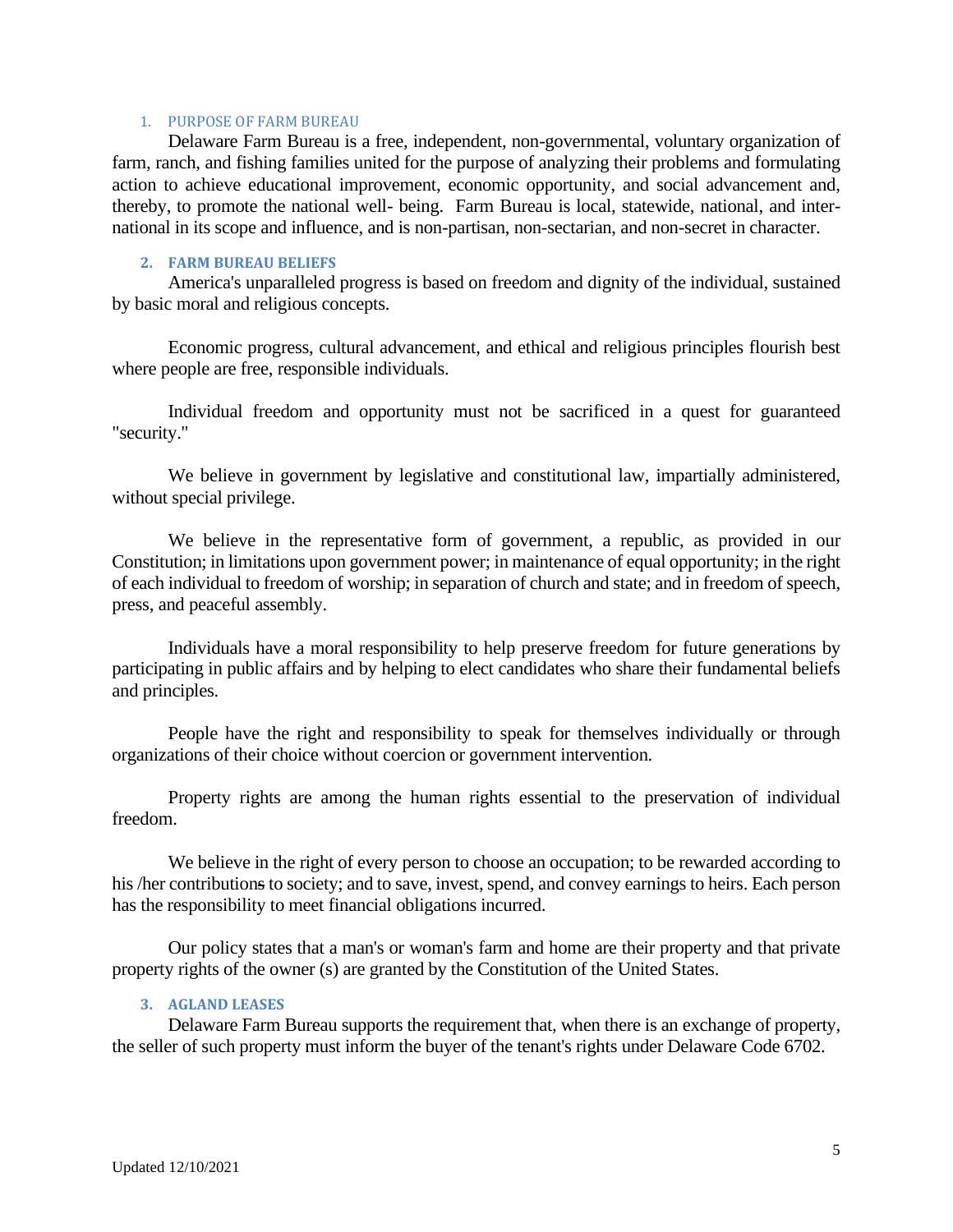## 1. PURPOSE OF FARM BUREAU

Delaware Farm Bureau is a free, independent, non-governmental, voluntary organization of farm, ranch, and fishing families united for the purpose of analyzing their problems and formulating action to achieve educational improvement, economic opportunity, and social advancement and, thereby, to promote the national well- being. Farm Bureau is local, statewide, national, and international in its scope and influence, and is non-partisan, non-sectarian, and non-secret in character.

## 2. FARM BUREAU BELIEFS

America's unparalleled progress is based on freedom and dignity of the individual, sustained by basic moral and religious concepts.

Economic progress, cultural advancement, and ethical and religious principles flourish best where people are free, responsible individuals.

Individual freedom and opportunity must not be sacrificed in a quest for guaranteed "security."

We believe in government by legislative and constitutional law, impartially administered, without special privilege.

We believe in the representative form of government, a republic, as provided in our Constitution; in limitations upon government power; in maintenance of equal opportunity; in the right of each individual to freedom of worship; in separation of church and state; and in freedom of speech, press, and peaceful assembly.

Individuals have a moral responsibility to help preserve freedom for future generations by participating in public affairs and by helping to elect candidates who share their fundamental beliefs and principles.

People have the right and responsibility to speak for themselves individually or through organizations of their choice without coercion or government intervention.

Property rights are among the human rights essential to the preservation of individual freedom.

We believe in the right of every person to choose an occupation; to be rewarded according to his /her contributions to society; and to save, invest, spend, and convey earnings to heirs. Each person has the responsibility to meet financial obligations incurred.

Our policy states that a man's or woman's farm and home are their property and that private property rights of the owner (s) are granted by the Constitution of the United States.

## 3. AGLAND LEASES

Delaware Farm Bureau supports the requirement that, when there is an exchange of property, the seller of such property must inform the buyer of the tenant's rights under Delaware Code 6702.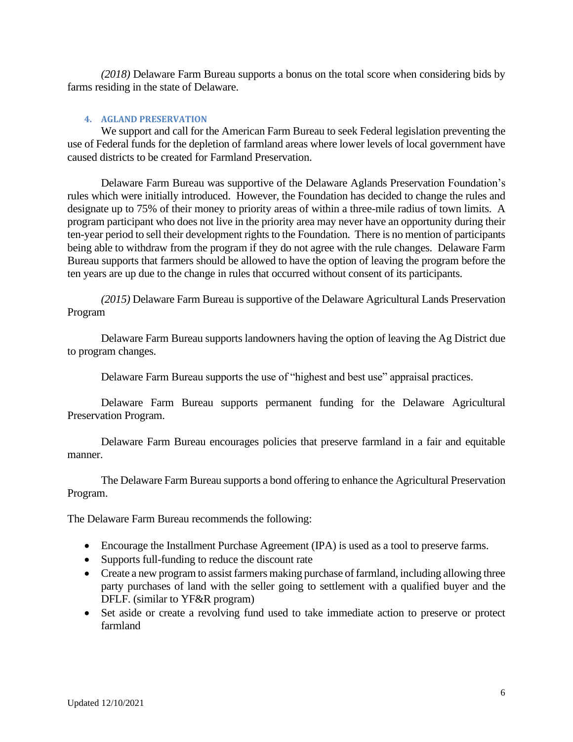*(2018)* Delaware Farm Bureau supports a bonus on the total score when considering bids by farms residing in the state of Delaware.

### 4. AGLAND PRESERVATION

We support and call for the American Farm Bureau to seek Federal legislation preventing the use of Federal funds for the depletion of farmland areas where lower levels of local government have caused districts to be created for Farmland Preservation.

Delaware Farm Bureau was supportive of the Delaware Aglands Preservation Foundation's rules which were initially introduced. However, the Foundation has decided to change the rules and designate up to 75% of their money to priority areas of within a three-mile radius of town limits. A program participant who does not live in the priority area may never have an opportunity during their ten-year period to sell their development rights to the Foundation. There is no mention of participants being able to withdraw from the program if they do not agree with the rule changes. Delaware Farm Bureau supports that farmers should be allowed to have the option of leaving the program before the ten years are up due to the change in rules that occurred without consent of its participants.

*(2015)* Delaware Farm Bureau is supportive of the Delaware Agricultural Lands Preservation Program

Delaware Farm Bureau supports landowners having the option of leaving the Ag District due to program changes.

Delaware Farm Bureau supports the use of "highest and best use" appraisal practices.

Delaware Farm Bureau supports permanent funding for the Delaware Agricultural Preservation Program.

Delaware Farm Bureau encourages policies that preserve farmland in a fair and equitable manner.

The Delaware Farm Bureau supports a bond offering to enhance the Agricultural Preservation Program.

The Delaware Farm Bureau recommends the following:

- Encourage the Installment Purchase Agreement (IPA) is used as a tool to preserve farms.
- Supports full-funding to reduce the discount rate
- Create a new program to assist farmers making purchase of farmland, including allowing three party purchases of land with the seller going to settlement with a qualified buyer and the DFLF. (similar to YF&R program)
- Set aside or create a revolving fund used to take immediate action to preserve or protect farmland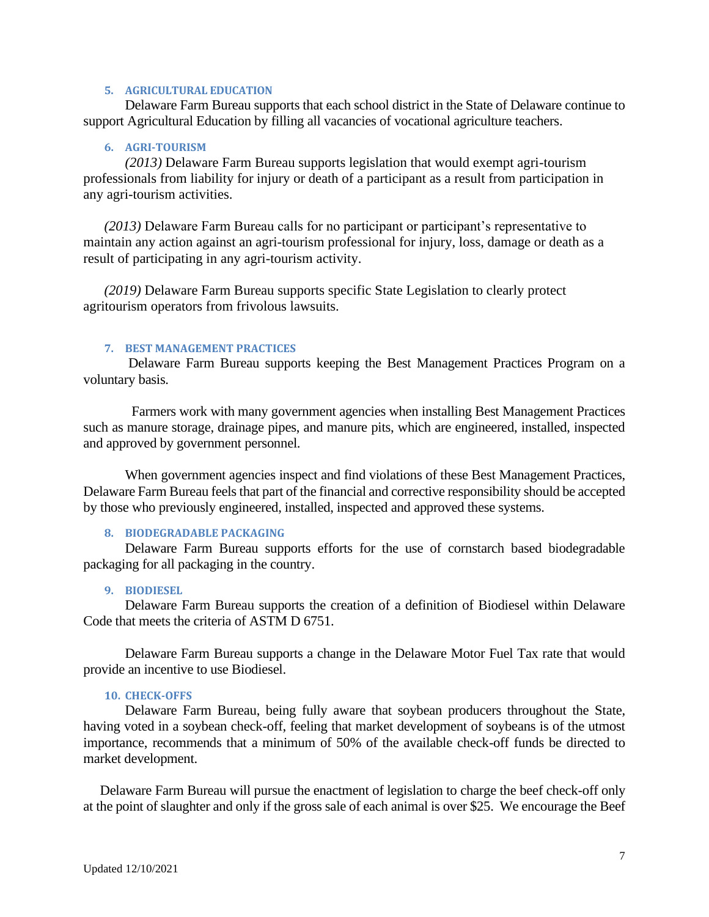### 5. AGRICULTURAL EDUCATION

Delaware Farm Bureau supports that each school district in the State of Delaware continue to support Agricultural Education by filling all vacancies of vocational agriculture teachers.

### 6. AGRI-TOURISM

*(2013)* Delaware Farm Bureau supports legislation that would exempt agri-tourism professionals from liability for injury or death of a participant as a result from participation in any agri-tourism activities.

*(2013)* Delaware Farm Bureau calls for no participant or participant's representative to maintain any action against an agri-tourism professional for injury, loss, damage or death as a result of participating in any agri-tourism activity.

*(2019)* Delaware Farm Bureau supports specific State Legislation to clearly protect agritourism operators from frivolous lawsuits.

### 7. BEST MANAGEMENT PRACTICES

Delaware Farm Bureau supports keeping the Best Management Practices Program on a voluntary basis.

Farmers work with many government agencies when installing Best Management Practices such as manure storage, drainage pipes, and manure pits, which are engineered, installed, inspected and approved by government personnel.

When government agencies inspect and find violations of these Best Management Practices, Delaware Farm Bureau feels that part of the financial and corrective responsibility should be accepted by those who previously engineered, installed, inspected and approved these systems.

### 8. BIODEGRADABLE PACKAGING

Delaware Farm Bureau supports efforts for the use of cornstarch based biodegradable packaging for all packaging in the country.

### 9. BIODIESEL

Delaware Farm Bureau supports the creation of a definition of Biodiesel within Delaware Code that meets the criteria of ASTM D 6751.

Delaware Farm Bureau supports a change in the Delaware Motor Fuel Tax rate that would provide an incentive to use Biodiesel.

### 10. CHECK-OFFS

Delaware Farm Bureau, being fully aware that soybean producers throughout the State, having voted in a soybean check-off, feeling that market development of soybeans is of the utmost importance, recommends that a minimum of 50% of the available check-off funds be directed to market development.

Delaware Farm Bureau will pursue the enactment of legislation to charge the beef check-off only at the point of slaughter and only if the gross sale of each animal is over $25. We encourage the Beef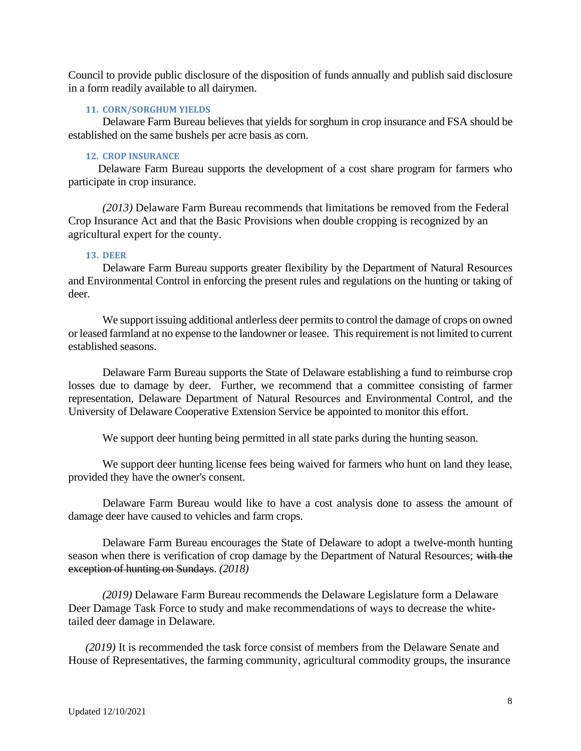Council to provide public disclosure of the disposition of funds annually and publish said disclosure in a form readily available to all dairymen.

### 11. CORN/SORGHUM YIELDS

Delaware Farm Bureau believes that yields for sorghum in crop insurance and FSA should be established on the same bushels per acre basis as corn.

### 12. CROP INSURANCE

Delaware Farm Bureau supports the development of a cost share program for farmers who participate in crop insurance.

*(2013)* Delaware Farm Bureau recommends that limitations be removed from the Federal Crop Insurance Act and that the Basic Provisions when double cropping is recognized by an agricultural expert for the county.

### 13. DEER

Delaware Farm Bureau supports greater flexibility by the Department of Natural Resources and Environmental Control in enforcing the present rules and regulations on the hunting or taking of deer.

We support issuing additional antlerless deer permits to control the damage of crops on owned or leased farmland at no expense to the landowner or leasee. This requirement is not limited to current established seasons.

Delaware Farm Bureau supports the State of Delaware establishing a fund to reimburse crop losses due to damage by deer. Further, we recommend that a committee consisting of farmer representation, Delaware Department of Natural Resources and Environmental Control, and the University of Delaware Cooperative Extension Service be appointed to monitor this effort.

We support deer hunting being permitted in all state parks during the hunting season.

We support deer hunting license fees being waived for farmers who hunt on land they lease, provided they have the owner's consent.

Delaware Farm Bureau would like to have a cost analysis done to assess the amount of damage deer have caused to vehicles and farm crops.

Delaware Farm Bureau encourages the State of Delaware to adopt a twelve-month hunting season when there is verification of crop damage by the Department of Natural Resources; ~~with the exception of hunting on Sundays~~. *(2018)*

*(2019)* Delaware Farm Bureau recommends the Delaware Legislature form a Delaware Deer Damage Task Force to study and make recommendations of ways to decrease the white-tailed deer damage in Delaware.

*(2019)* It is recommended the task force consist of members from the Delaware Senate and House of Representatives, the farming community, agricultural commodity groups, the insurance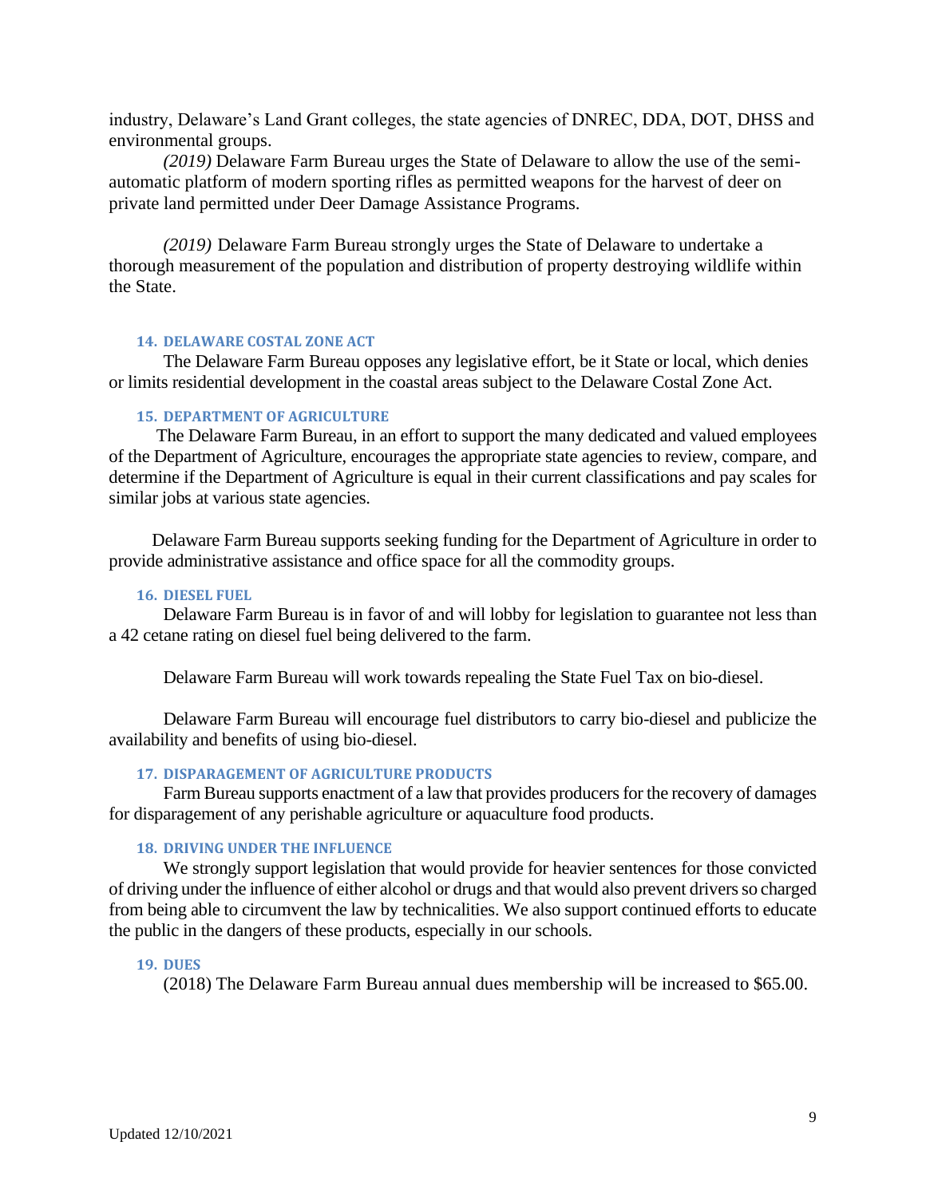industry, Delaware's Land Grant colleges, the state agencies of DNREC, DDA, DOT, DHSS and environmental groups.

*(2019)* Delaware Farm Bureau urges the State of Delaware to allow the use of the semi-automatic platform of modern sporting rifles as permitted weapons for the harvest of deer on private land permitted under Deer Damage Assistance Programs.

*(2019)* Delaware Farm Bureau strongly urges the State of Delaware to undertake a thorough measurement of the population and distribution of property destroying wildlife within the State.

### 14. DELAWARE COSTAL ZONE ACT

The Delaware Farm Bureau opposes any legislative effort, be it State or local, which denies or limits residential development in the coastal areas subject to the Delaware Costal Zone Act.

### 15. DEPARTMENT OF AGRICULTURE

The Delaware Farm Bureau, in an effort to support the many dedicated and valued employees of the Department of Agriculture, encourages the appropriate state agencies to review, compare, and determine if the Department of Agriculture is equal in their current classifications and pay scales for similar jobs at various state agencies.

Delaware Farm Bureau supports seeking funding for the Department of Agriculture in order to provide administrative assistance and office space for all the commodity groups.

### 16. DIESEL FUEL

Delaware Farm Bureau is in favor of and will lobby for legislation to guarantee not less than a 42 cetane rating on diesel fuel being delivered to the farm.

Delaware Farm Bureau will work towards repealing the State Fuel Tax on bio-diesel.

Delaware Farm Bureau will encourage fuel distributors to carry bio-diesel and publicize the availability and benefits of using bio-diesel.

### 17. DISPARAGEMENT OF AGRICULTURE PRODUCTS

Farm Bureau supports enactment of a law that provides producers for the recovery of damages for disparagement of any perishable agriculture or aquaculture food products.

### 18. DRIVING UNDER THE INFLUENCE

We strongly support legislation that would provide for heavier sentences for those convicted of driving under the influence of either alcohol or drugs and that would also prevent drivers so charged from being able to circumvent the law by technicalities. We also support continued efforts to educate the public in the dangers of these products, especially in our schools.

### 19. DUES

(2018) The Delaware Farm Bureau annual dues membership will be increased to $65.00.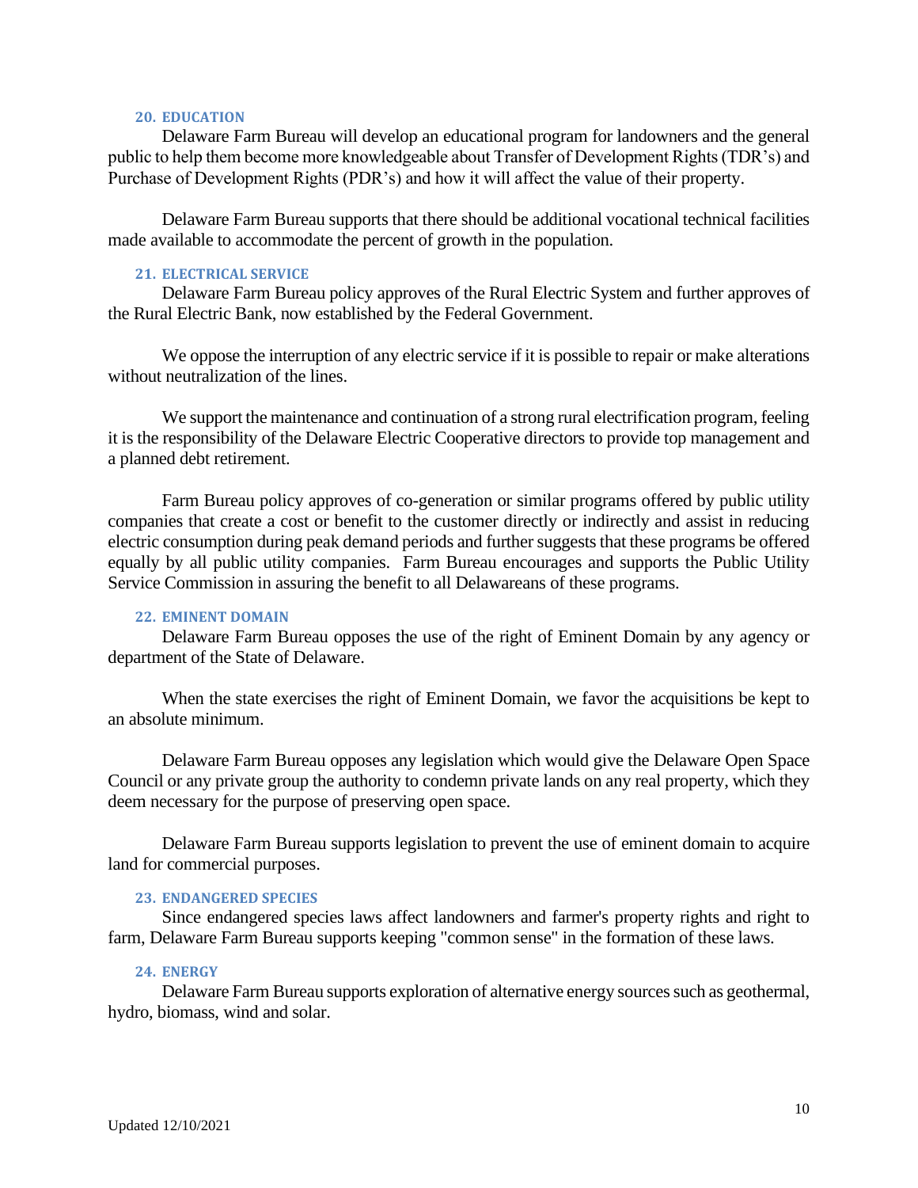### 20. EDUCATION

Delaware Farm Bureau will develop an educational program for landowners and the general public to help them become more knowledgeable about Transfer of Development Rights (TDR's) and Purchase of Development Rights (PDR's) and how it will affect the value of their property.

Delaware Farm Bureau supports that there should be additional vocational technical facilities made available to accommodate the percent of growth in the population.

### 21. ELECTRICAL SERVICE

Delaware Farm Bureau policy approves of the Rural Electric System and further approves of the Rural Electric Bank, now established by the Federal Government.

We oppose the interruption of any electric service if it is possible to repair or make alterations without neutralization of the lines.

We support the maintenance and continuation of a strong rural electrification program, feeling it is the responsibility of the Delaware Electric Cooperative directors to provide top management and a planned debt retirement.

Farm Bureau policy approves of co-generation or similar programs offered by public utility companies that create a cost or benefit to the customer directly or indirectly and assist in reducing electric consumption during peak demand periods and further suggests that these programs be offered equally by all public utility companies. Farm Bureau encourages and supports the Public Utility Service Commission in assuring the benefit to all Delawareans of these programs.

### 22. EMINENT DOMAIN

Delaware Farm Bureau opposes the use of the right of Eminent Domain by any agency or department of the State of Delaware.

When the state exercises the right of Eminent Domain, we favor the acquisitions be kept to an absolute minimum.

Delaware Farm Bureau opposes any legislation which would give the Delaware Open Space Council or any private group the authority to condemn private lands on any real property, which they deem necessary for the purpose of preserving open space.

Delaware Farm Bureau supports legislation to prevent the use of eminent domain to acquire land for commercial purposes.

### 23. ENDANGERED SPECIES

Since endangered species laws affect landowners and farmer's property rights and right to farm, Delaware Farm Bureau supports keeping "common sense" in the formation of these laws.

### 24. ENERGY

Delaware Farm Bureau supports exploration of alternative energy sources such as geothermal, hydro, biomass, wind and solar.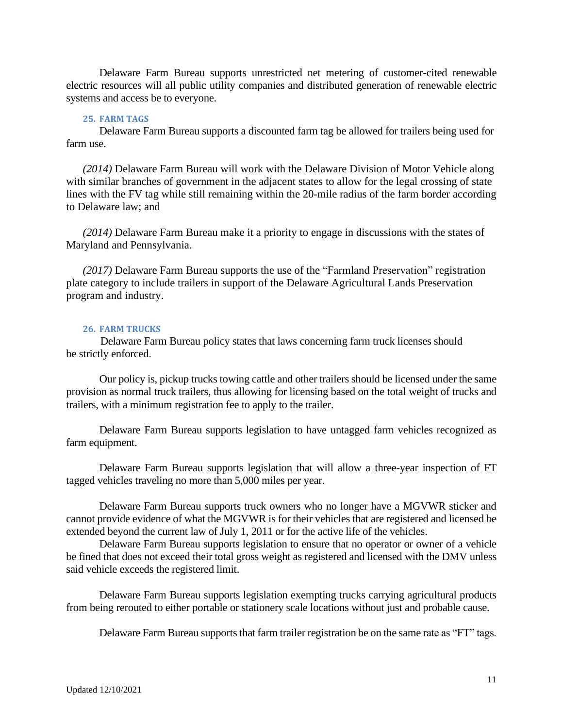Delaware Farm Bureau supports unrestricted net metering of customer-cited renewable electric resources will all public utility companies and distributed generation of renewable electric systems and access be to everyone.

### 25. FARM TAGS

Delaware Farm Bureau supports a discounted farm tag be allowed for trailers being used for farm use.

*(2014)* Delaware Farm Bureau will work with the Delaware Division of Motor Vehicle along with similar branches of government in the adjacent states to allow for the legal crossing of state lines with the FV tag while still remaining within the 20-mile radius of the farm border according to Delaware law; and

*(2014)* Delaware Farm Bureau make it a priority to engage in discussions with the states of Maryland and Pennsylvania.

*(2017)* Delaware Farm Bureau supports the use of the "Farmland Preservation" registration plate category to include trailers in support of the Delaware Agricultural Lands Preservation program and industry.

### 26. FARM TRUCKS

Delaware Farm Bureau policy states that laws concerning farm truck licenses should be strictly enforced.

Our policy is, pickup trucks towing cattle and other trailers should be licensed under the same provision as normal truck trailers, thus allowing for licensing based on the total weight of trucks and trailers, with a minimum registration fee to apply to the trailer.

Delaware Farm Bureau supports legislation to have untagged farm vehicles recognized as farm equipment.

Delaware Farm Bureau supports legislation that will allow a three-year inspection of FT tagged vehicles traveling no more than 5,000 miles per year.

Delaware Farm Bureau supports truck owners who no longer have a MGVWR sticker and cannot provide evidence of what the MGVWR is for their vehicles that are registered and licensed be extended beyond the current law of July 1, 2011 or for the active life of the vehicles.

Delaware Farm Bureau supports legislation to ensure that no operator or owner of a vehicle be fined that does not exceed their total gross weight as registered and licensed with the DMV unless said vehicle exceeds the registered limit.

Delaware Farm Bureau supports legislation exempting trucks carrying agricultural products from being rerouted to either portable or stationery scale locations without just and probable cause.

Delaware Farm Bureau supports that farm trailer registration be on the same rate as "FT" tags.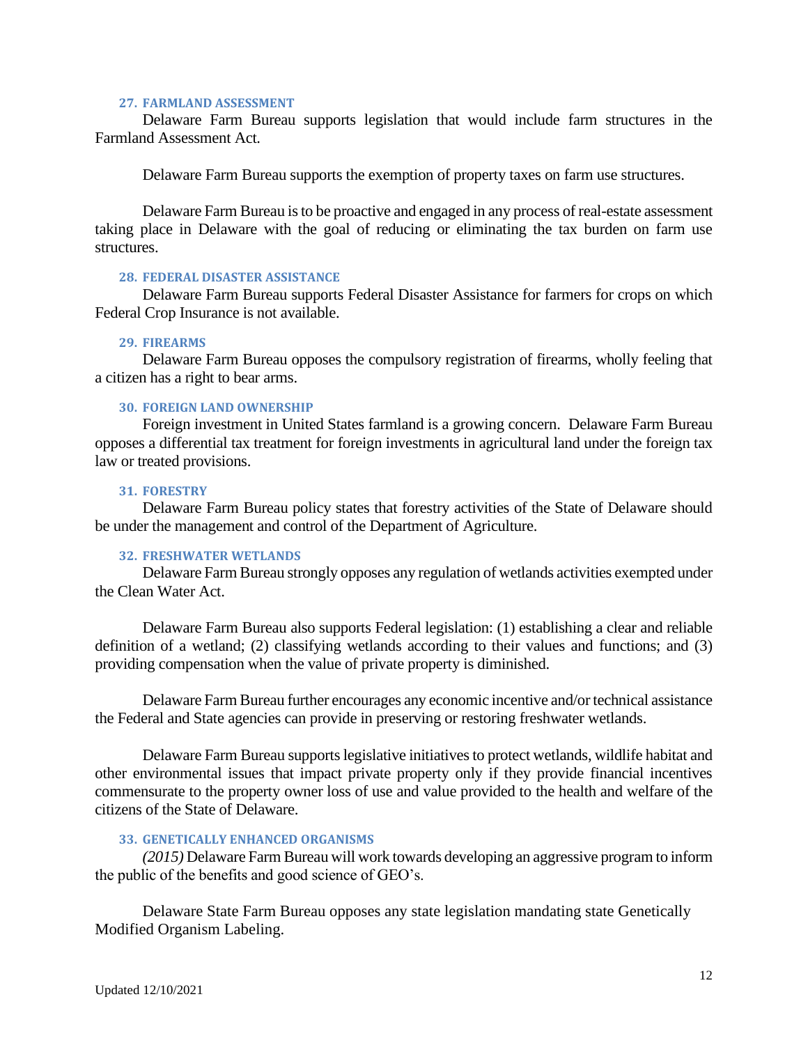### 27. FARMLAND ASSESSMENT

Delaware Farm Bureau supports legislation that would include farm structures in the Farmland Assessment Act.

Delaware Farm Bureau supports the exemption of property taxes on farm use structures.

Delaware Farm Bureau is to be proactive and engaged in any process of real-estate assessment taking place in Delaware with the goal of reducing or eliminating the tax burden on farm use structures.

### 28. FEDERAL DISASTER ASSISTANCE

Delaware Farm Bureau supports Federal Disaster Assistance for farmers for crops on which Federal Crop Insurance is not available.

### 29. FIREARMS

Delaware Farm Bureau opposes the compulsory registration of firearms, wholly feeling that a citizen has a right to bear arms.

### 30. FOREIGN LAND OWNERSHIP

Foreign investment in United States farmland is a growing concern. Delaware Farm Bureau opposes a differential tax treatment for foreign investments in agricultural land under the foreign tax law or treated provisions.

### 31. FORESTRY

Delaware Farm Bureau policy states that forestry activities of the State of Delaware should be under the management and control of the Department of Agriculture.

### 32. FRESHWATER WETLANDS

Delaware Farm Bureau strongly opposes any regulation of wetlands activities exempted under the Clean Water Act.

Delaware Farm Bureau also supports Federal legislation: (1) establishing a clear and reliable definition of a wetland; (2) classifying wetlands according to their values and functions; and (3) providing compensation when the value of private property is diminished.

Delaware Farm Bureau further encourages any economic incentive and/or technical assistance the Federal and State agencies can provide in preserving or restoring freshwater wetlands.

Delaware Farm Bureau supports legislative initiatives to protect wetlands, wildlife habitat and other environmental issues that impact private property only if they provide financial incentives commensurate to the property owner loss of use and value provided to the health and welfare of the citizens of the State of Delaware.

### 33. GENETICALLY ENHANCED ORGANISMS

*(2015)* Delaware Farm Bureau will work towards developing an aggressive program to inform the public of the benefits and good science of GEO's.

Delaware State Farm Bureau opposes any state legislation mandating state Genetically Modified Organism Labeling.

Updated 12/10/2021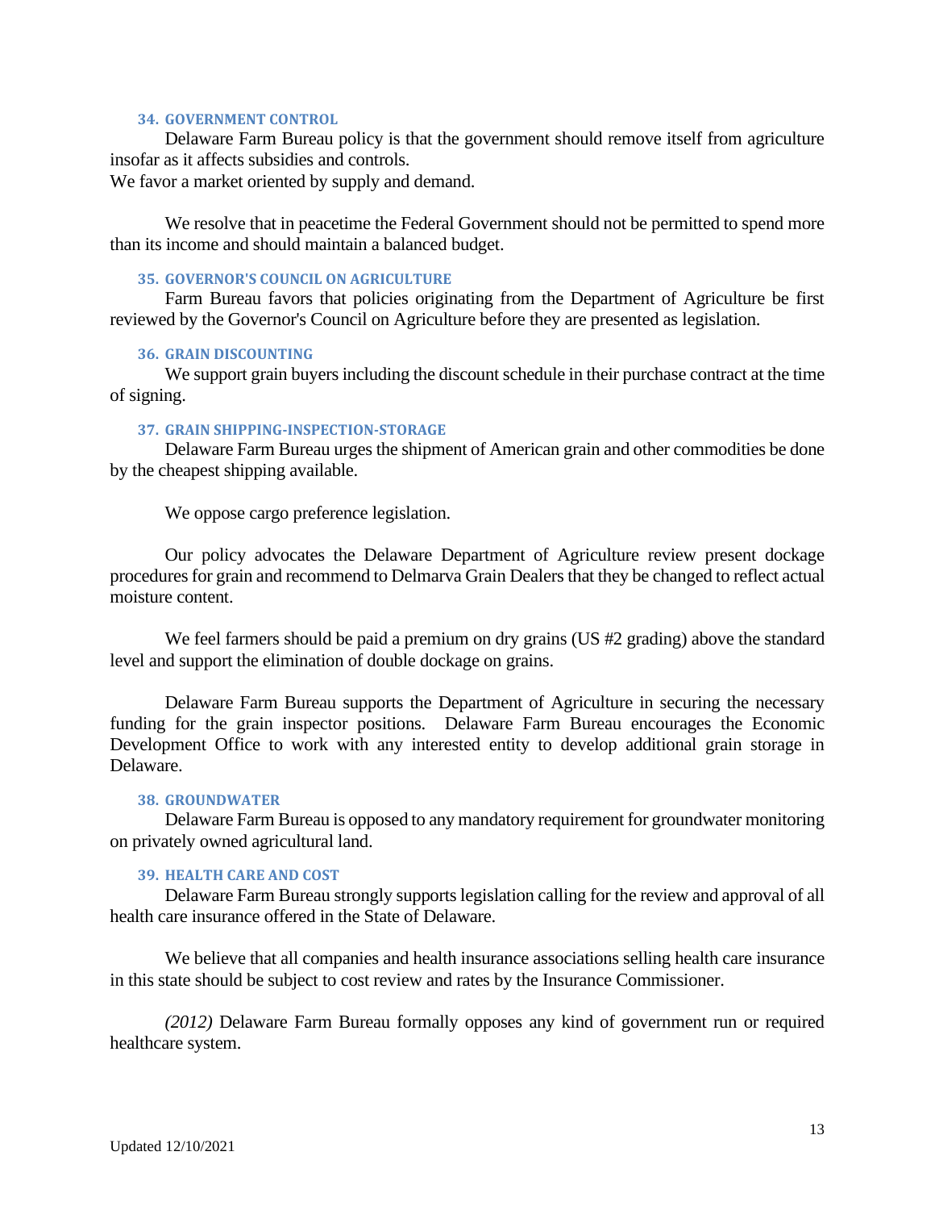### 34. GOVERNMENT CONTROL

Delaware Farm Bureau policy is that the government should remove itself from agriculture insofar as it affects subsidies and controls.
We favor a market oriented by supply and demand.

We resolve that in peacetime the Federal Government should not be permitted to spend more than its income and should maintain a balanced budget.

### 35. GOVERNOR'S COUNCIL ON AGRICULTURE

Farm Bureau favors that policies originating from the Department of Agriculture be first reviewed by the Governor's Council on Agriculture before they are presented as legislation.

### 36. GRAIN DISCOUNTING

We support grain buyers including the discount schedule in their purchase contract at the time of signing.

### 37. GRAIN SHIPPING-INSPECTION-STORAGE

Delaware Farm Bureau urges the shipment of American grain and other commodities be done by the cheapest shipping available.

We oppose cargo preference legislation.

Our policy advocates the Delaware Department of Agriculture review present dockage procedures for grain and recommend to Delmarva Grain Dealers that they be changed to reflect actual moisture content.

We feel farmers should be paid a premium on dry grains (US #2 grading) above the standard level and support the elimination of double dockage on grains.

Delaware Farm Bureau supports the Department of Agriculture in securing the necessary funding for the grain inspector positions. Delaware Farm Bureau encourages the Economic Development Office to work with any interested entity to develop additional grain storage in Delaware.

### 38. GROUNDWATER

Delaware Farm Bureau is opposed to any mandatory requirement for groundwater monitoring on privately owned agricultural land.

### 39. HEALTH CARE AND COST

Delaware Farm Bureau strongly supports legislation calling for the review and approval of all health care insurance offered in the State of Delaware.

We believe that all companies and health insurance associations selling health care insurance in this state should be subject to cost review and rates by the Insurance Commissioner.

*(2012)* Delaware Farm Bureau formally opposes any kind of government run or required healthcare system.

Updated 12/10/2021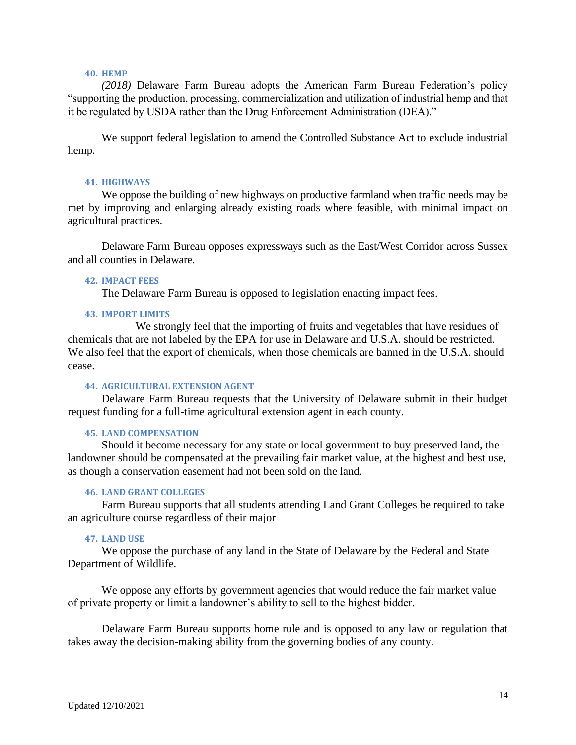### 40. HEMP

*(2018)* Delaware Farm Bureau adopts the American Farm Bureau Federation's policy "supporting the production, processing, commercialization and utilization of industrial hemp and that it be regulated by USDA rather than the Drug Enforcement Administration (DEA)."

We support federal legislation to amend the Controlled Substance Act to exclude industrial hemp.

### 41. HIGHWAYS

We oppose the building of new highways on productive farmland when traffic needs may be met by improving and enlarging already existing roads where feasible, with minimal impact on agricultural practices.

Delaware Farm Bureau opposes expressways such as the East/West Corridor across Sussex and all counties in Delaware.

### 42. IMPACT FEES

The Delaware Farm Bureau is opposed to legislation enacting impact fees.

### 43. IMPORT LIMITS

We strongly feel that the importing of fruits and vegetables that have residues of chemicals that are not labeled by the EPA for use in Delaware and U.S.A. should be restricted. We also feel that the export of chemicals, when those chemicals are banned in the U.S.A. should cease.

### 44. AGRICULTURAL EXTENSION AGENT

Delaware Farm Bureau requests that the University of Delaware submit in their budget request funding for a full-time agricultural extension agent in each county.

### 45. LAND COMPENSATION

Should it become necessary for any state or local government to buy preserved land, the landowner should be compensated at the prevailing fair market value, at the highest and best use, as though a conservation easement had not been sold on the land.

### 46. LAND GRANT COLLEGES

Farm Bureau supports that all students attending Land Grant Colleges be required to take an agriculture course regardless of their major

### 47. LAND USE

We oppose the purchase of any land in the State of Delaware by the Federal and State Department of Wildlife.

We oppose any efforts by government agencies that would reduce the fair market value of private property or limit a landowner's ability to sell to the highest bidder.

Delaware Farm Bureau supports home rule and is opposed to any law or regulation that takes away the decision-making ability from the governing bodies of any county.

Updated 12/10/2021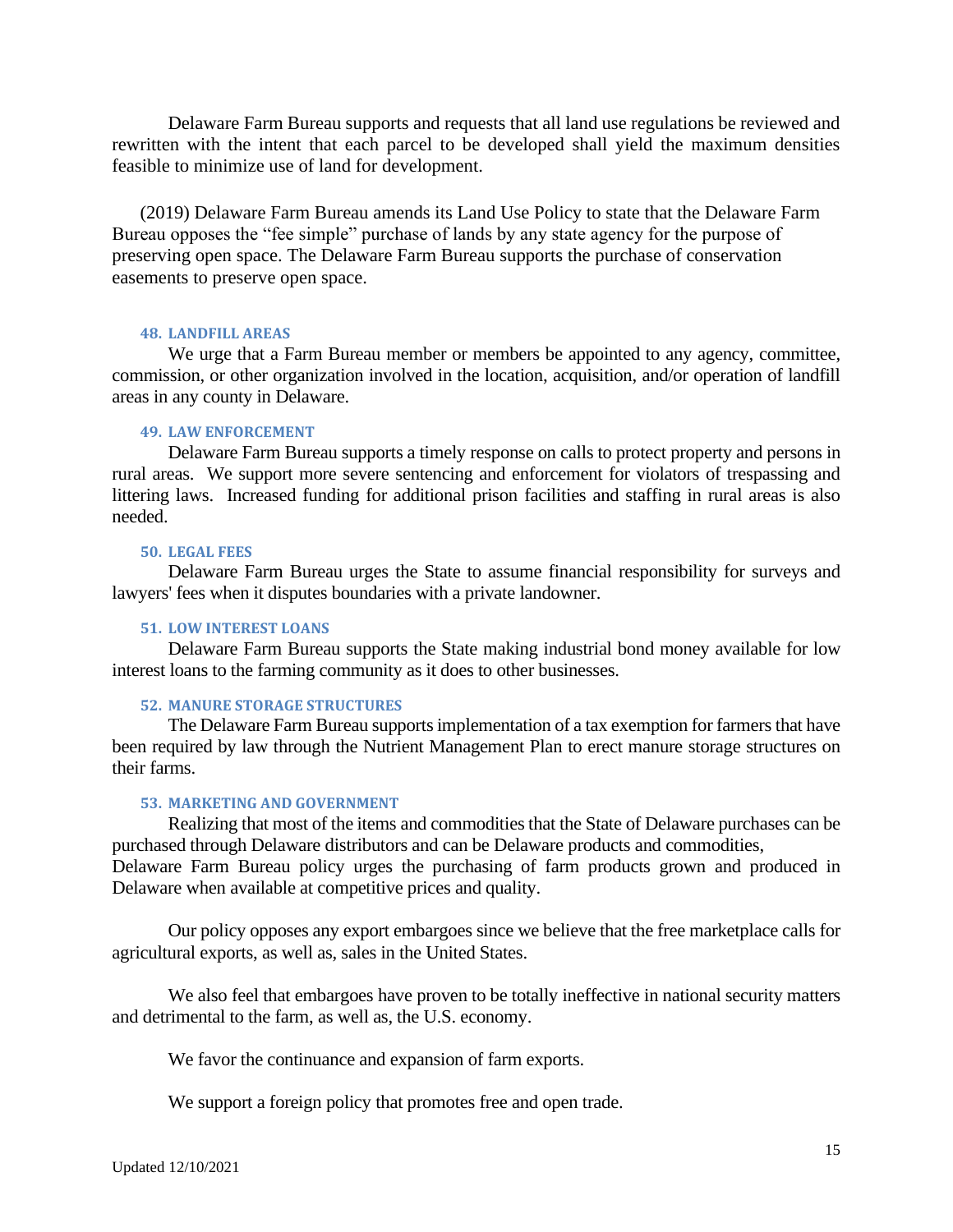Delaware Farm Bureau supports and requests that all land use regulations be reviewed and rewritten with the intent that each parcel to be developed shall yield the maximum densities feasible to minimize use of land for development.

(2019) Delaware Farm Bureau amends its Land Use Policy to state that the Delaware Farm Bureau opposes the “fee simple” purchase of lands by any state agency for the purpose of preserving open space. The Delaware Farm Bureau supports the purchase of conservation easements to preserve open space.

### 48. LANDFILL AREAS

We urge that a Farm Bureau member or members be appointed to any agency, committee, commission, or other organization involved in the location, acquisition, and/or operation of landfill areas in any county in Delaware.

### 49. LAW ENFORCEMENT

Delaware Farm Bureau supports a timely response on calls to protect property and persons in rural areas. We support more severe sentencing and enforcement for violators of trespassing and littering laws. Increased funding for additional prison facilities and staffing in rural areas is also needed.

### 50. LEGAL FEES

Delaware Farm Bureau urges the State to assume financial responsibility for surveys and lawyers' fees when it disputes boundaries with a private landowner.

### 51. LOW INTEREST LOANS

Delaware Farm Bureau supports the State making industrial bond money available for low interest loans to the farming community as it does to other businesses.

### 52. MANURE STORAGE STRUCTURES

The Delaware Farm Bureau supports implementation of a tax exemption for farmers that have been required by law through the Nutrient Management Plan to erect manure storage structures on their farms.

### 53. MARKETING AND GOVERNMENT

Realizing that most of the items and commodities that the State of Delaware purchases can be purchased through Delaware distributors and can be Delaware products and commodities, Delaware Farm Bureau policy urges the purchasing of farm products grown and produced in Delaware when available at competitive prices and quality.

Our policy opposes any export embargoes since we believe that the free marketplace calls for agricultural exports, as well as, sales in the United States.

We also feel that embargoes have proven to be totally ineffective in national security matters and detrimental to the farm, as well as, the U.S. economy.

We favor the continuance and expansion of farm exports.

We support a foreign policy that promotes free and open trade.

Updated 12/10/2021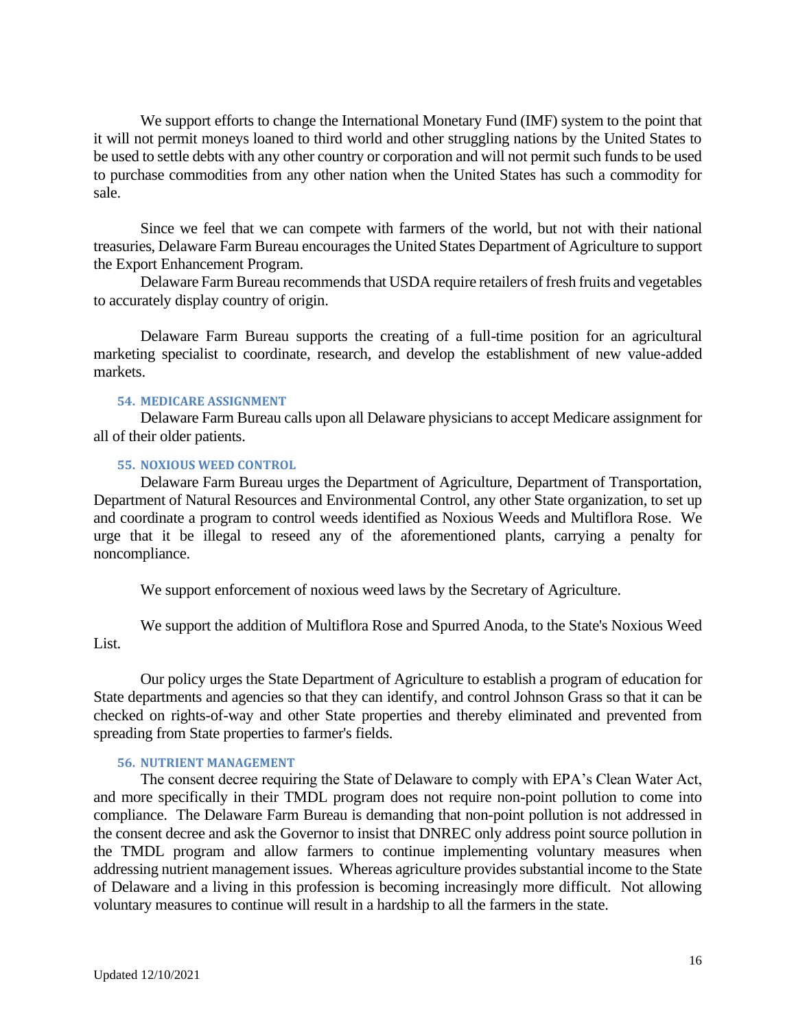We support efforts to change the International Monetary Fund (IMF) system to the point that it will not permit moneys loaned to third world and other struggling nations by the United States to be used to settle debts with any other country or corporation and will not permit such funds to be used to purchase commodities from any other nation when the United States has such a commodity for sale.

Since we feel that we can compete with farmers of the world, but not with their national treasuries, Delaware Farm Bureau encourages the United States Department of Agriculture to support the Export Enhancement Program.

Delaware Farm Bureau recommends that USDA require retailers of fresh fruits and vegetables to accurately display country of origin.

Delaware Farm Bureau supports the creating of a full-time position for an agricultural marketing specialist to coordinate, research, and develop the establishment of new value-added markets.

### 54. MEDICARE ASSIGNMENT

Delaware Farm Bureau calls upon all Delaware physicians to accept Medicare assignment for all of their older patients.

### 55. NOXIOUS WEED CONTROL

Delaware Farm Bureau urges the Department of Agriculture, Department of Transportation, Department of Natural Resources and Environmental Control, any other State organization, to set up and coordinate a program to control weeds identified as Noxious Weeds and Multiflora Rose. We urge that it be illegal to reseed any of the aforementioned plants, carrying a penalty for noncompliance.

We support enforcement of noxious weed laws by the Secretary of Agriculture.

We support the addition of Multiflora Rose and Spurred Anoda, to the State's Noxious Weed List.

Our policy urges the State Department of Agriculture to establish a program of education for State departments and agencies so that they can identify, and control Johnson Grass so that it can be checked on rights-of-way and other State properties and thereby eliminated and prevented from spreading from State properties to farmer's fields.

### 56. NUTRIENT MANAGEMENT

The consent decree requiring the State of Delaware to comply with EPA's Clean Water Act, and more specifically in their TMDL program does not require non-point pollution to come into compliance. The Delaware Farm Bureau is demanding that non-point pollution is not addressed in the consent decree and ask the Governor to insist that DNREC only address point source pollution in the TMDL program and allow farmers to continue implementing voluntary measures when addressing nutrient management issues. Whereas agriculture provides substantial income to the State of Delaware and a living in this profession is becoming increasingly more difficult. Not allowing voluntary measures to continue will result in a hardship to all the farmers in the state.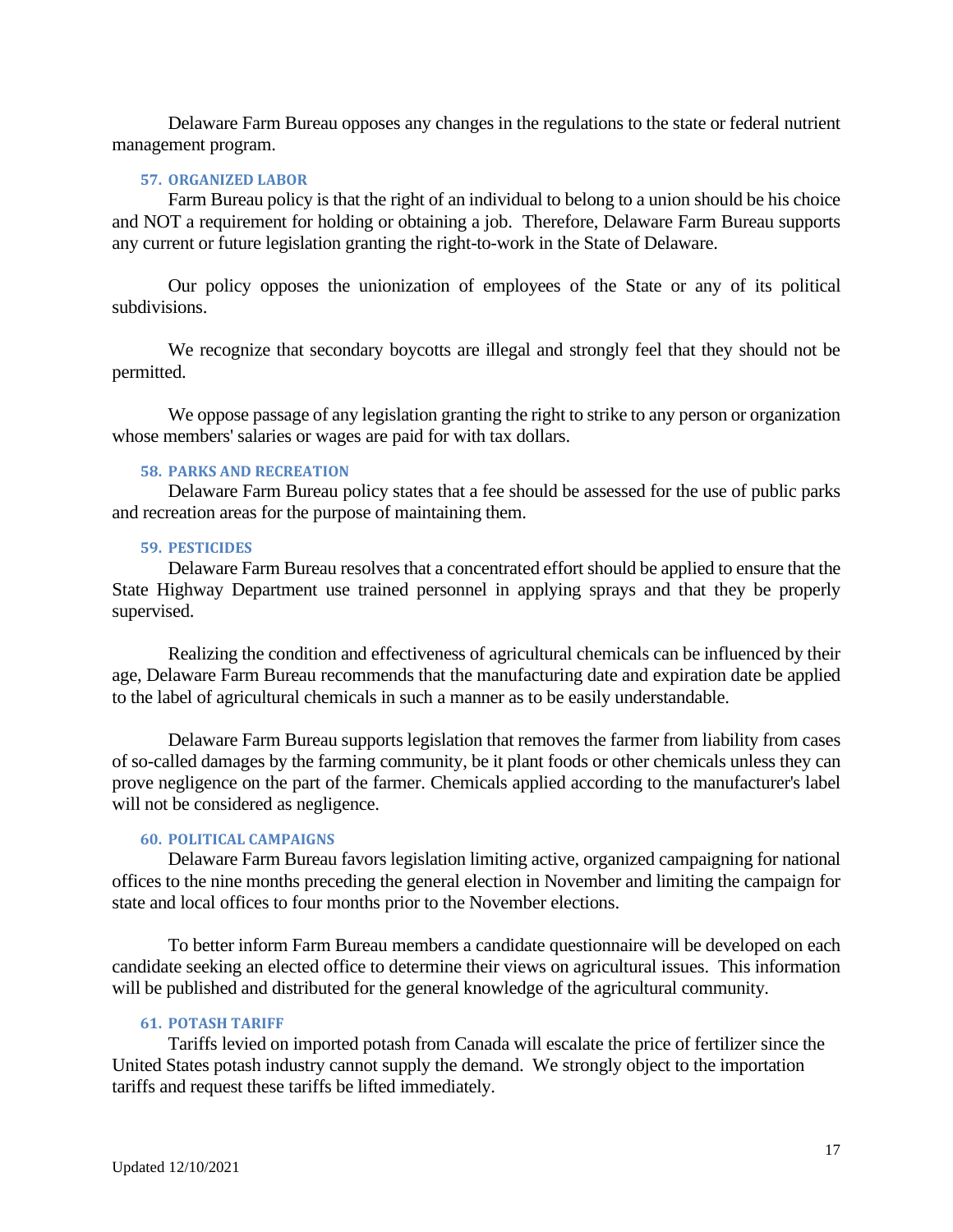Delaware Farm Bureau opposes any changes in the regulations to the state or federal nutrient management program.

### 57. ORGANIZED LABOR

Farm Bureau policy is that the right of an individual to belong to a union should be his choice and NOT a requirement for holding or obtaining a job. Therefore, Delaware Farm Bureau supports any current or future legislation granting the right-to-work in the State of Delaware.

Our policy opposes the unionization of employees of the State or any of its political subdivisions.

We recognize that secondary boycotts are illegal and strongly feel that they should not be permitted.

We oppose passage of any legislation granting the right to strike to any person or organization whose members' salaries or wages are paid for with tax dollars.

### 58. PARKS AND RECREATION

Delaware Farm Bureau policy states that a fee should be assessed for the use of public parks and recreation areas for the purpose of maintaining them.

### 59. PESTICIDES

Delaware Farm Bureau resolves that a concentrated effort should be applied to ensure that the State Highway Department use trained personnel in applying sprays and that they be properly supervised.

Realizing the condition and effectiveness of agricultural chemicals can be influenced by their age, Delaware Farm Bureau recommends that the manufacturing date and expiration date be applied to the label of agricultural chemicals in such a manner as to be easily understandable.

Delaware Farm Bureau supports legislation that removes the farmer from liability from cases of so-called damages by the farming community, be it plant foods or other chemicals unless they can prove negligence on the part of the farmer. Chemicals applied according to the manufacturer's label will not be considered as negligence.

### 60. POLITICAL CAMPAIGNS

Delaware Farm Bureau favors legislation limiting active, organized campaigning for national offices to the nine months preceding the general election in November and limiting the campaign for state and local offices to four months prior to the November elections.

To better inform Farm Bureau members a candidate questionnaire will be developed on each candidate seeking an elected office to determine their views on agricultural issues. This information will be published and distributed for the general knowledge of the agricultural community.

### 61. POTASH TARIFF

Tariffs levied on imported potash from Canada will escalate the price of fertilizer since the United States potash industry cannot supply the demand. We strongly object to the importation tariffs and request these tariffs be lifted immediately.

Updated 12/10/2021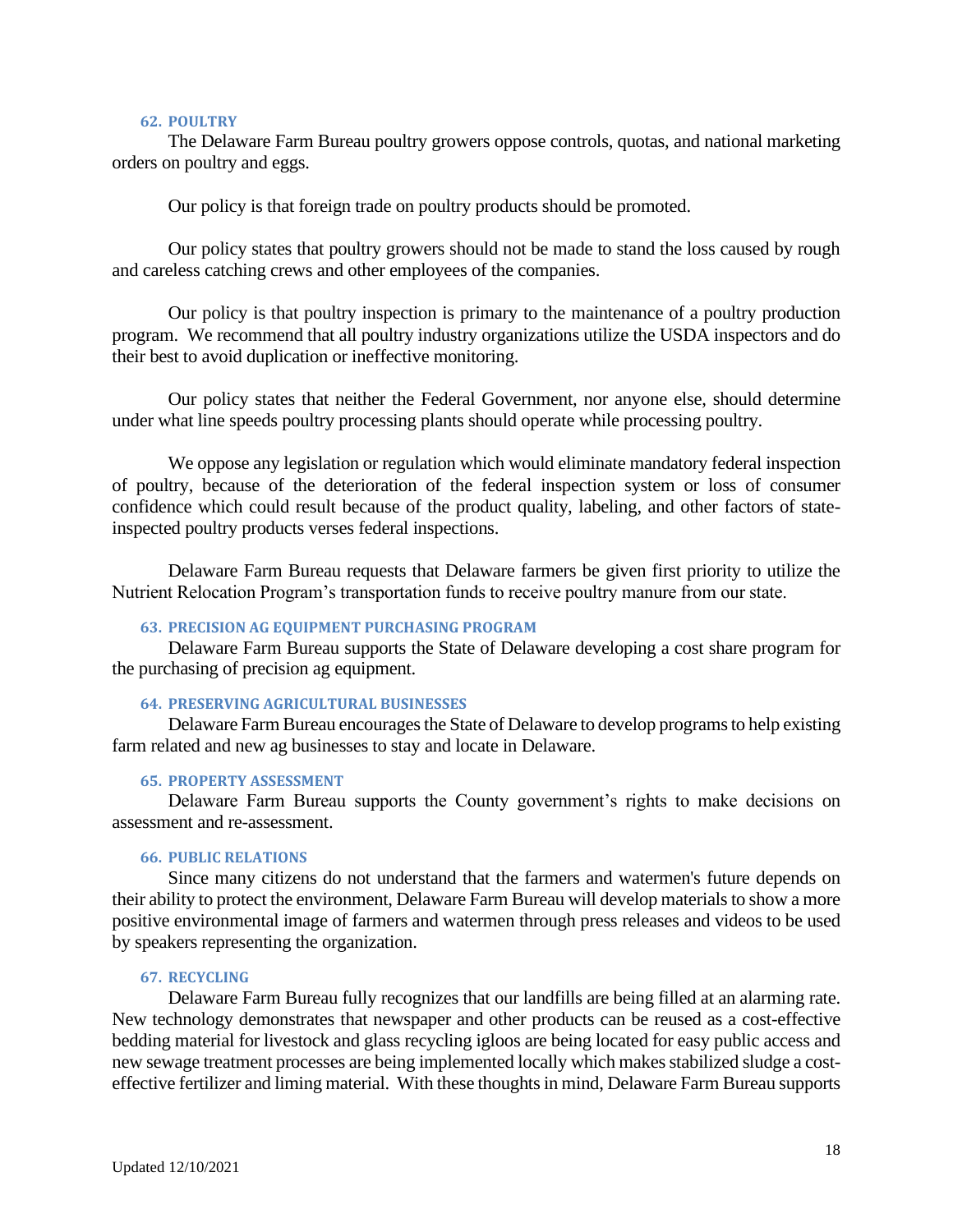### 62. POULTRY

The Delaware Farm Bureau poultry growers oppose controls, quotas, and national marketing orders on poultry and eggs.

Our policy is that foreign trade on poultry products should be promoted.

Our policy states that poultry growers should not be made to stand the loss caused by rough and careless catching crews and other employees of the companies.

Our policy is that poultry inspection is primary to the maintenance of a poultry production program. We recommend that all poultry industry organizations utilize the USDA inspectors and do their best to avoid duplication or ineffective monitoring.

Our policy states that neither the Federal Government, nor anyone else, should determine under what line speeds poultry processing plants should operate while processing poultry.

We oppose any legislation or regulation which would eliminate mandatory federal inspection of poultry, because of the deterioration of the federal inspection system or loss of consumer confidence which could result because of the product quality, labeling, and other factors of state-inspected poultry products verses federal inspections.

Delaware Farm Bureau requests that Delaware farmers be given first priority to utilize the Nutrient Relocation Program's transportation funds to receive poultry manure from our state.

### 63. PRECISION AG EQUIPMENT PURCHASING PROGRAM

Delaware Farm Bureau supports the State of Delaware developing a cost share program for the purchasing of precision ag equipment.

### 64. PRESERVING AGRICULTURAL BUSINESSES

Delaware Farm Bureau encourages the State of Delaware to develop programs to help existing farm related and new ag businesses to stay and locate in Delaware.

### 65. PROPERTY ASSESSMENT

Delaware Farm Bureau supports the County government's rights to make decisions on assessment and re-assessment.

### 66. PUBLIC RELATIONS

Since many citizens do not understand that the farmers and watermen's future depends on their ability to protect the environment, Delaware Farm Bureau will develop materials to show a more positive environmental image of farmers and watermen through press releases and videos to be used by speakers representing the organization.

### 67. RECYCLING

Delaware Farm Bureau fully recognizes that our landfills are being filled at an alarming rate. New technology demonstrates that newspaper and other products can be reused as a cost-effective bedding material for livestock and glass recycling igloos are being located for easy public access and new sewage treatment processes are being implemented locally which makes stabilized sludge a cost-effective fertilizer and liming material. With these thoughts in mind, Delaware Farm Bureau supports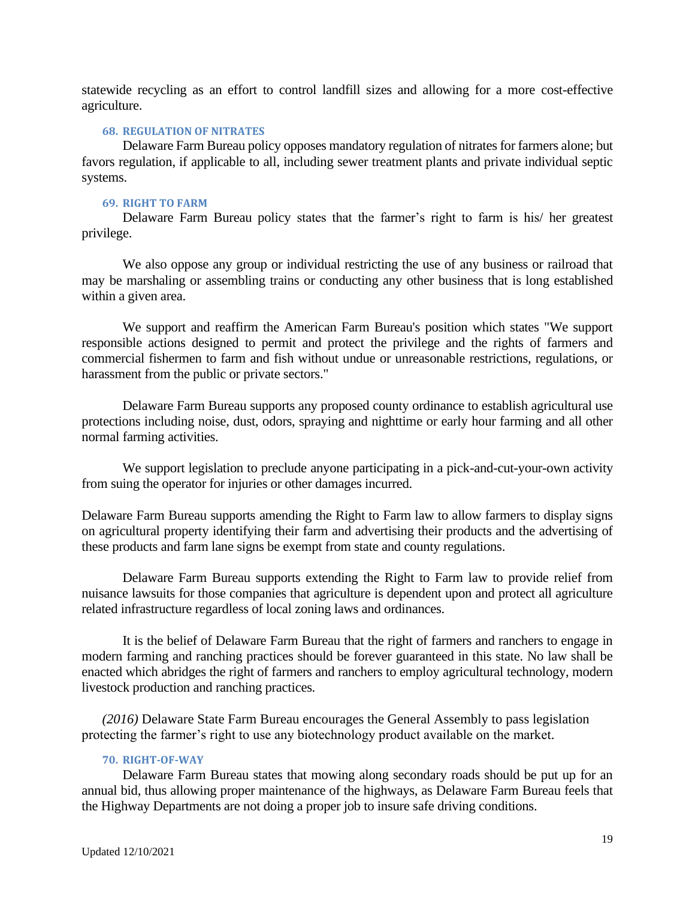statewide recycling as an effort to control landfill sizes and allowing for a more cost-effective agriculture.

### 68. REGULATION OF NITRATES

Delaware Farm Bureau policy opposes mandatory regulation of nitrates for farmers alone; but favors regulation, if applicable to all, including sewer treatment plants and private individual septic systems.

### 69. RIGHT TO FARM

Delaware Farm Bureau policy states that the farmer's right to farm is his/ her greatest privilege.

We also oppose any group or individual restricting the use of any business or railroad that may be marshaling or assembling trains or conducting any other business that is long established within a given area.

We support and reaffirm the American Farm Bureau's position which states "We support responsible actions designed to permit and protect the privilege and the rights of farmers and commercial fishermen to farm and fish without undue or unreasonable restrictions, regulations, or harassment from the public or private sectors."

Delaware Farm Bureau supports any proposed county ordinance to establish agricultural use protections including noise, dust, odors, spraying and nighttime or early hour farming and all other normal farming activities.

We support legislation to preclude anyone participating in a pick-and-cut-your-own activity from suing the operator for injuries or other damages incurred.

Delaware Farm Bureau supports amending the Right to Farm law to allow farmers to display signs on agricultural property identifying their farm and advertising their products and the advertising of these products and farm lane signs be exempt from state and county regulations.

Delaware Farm Bureau supports extending the Right to Farm law to provide relief from nuisance lawsuits for those companies that agriculture is dependent upon and protect all agriculture related infrastructure regardless of local zoning laws and ordinances.

It is the belief of Delaware Farm Bureau that the right of farmers and ranchers to engage in modern farming and ranching practices should be forever guaranteed in this state. No law shall be enacted which abridges the right of farmers and ranchers to employ agricultural technology, modern livestock production and ranching practices.

*(2016)* Delaware State Farm Bureau encourages the General Assembly to pass legislation protecting the farmer's right to use any biotechnology product available on the market.

### 70. RIGHT-OF-WAY

Delaware Farm Bureau states that mowing along secondary roads should be put up for an annual bid, thus allowing proper maintenance of the highways, as Delaware Farm Bureau feels that the Highway Departments are not doing a proper job to insure safe driving conditions.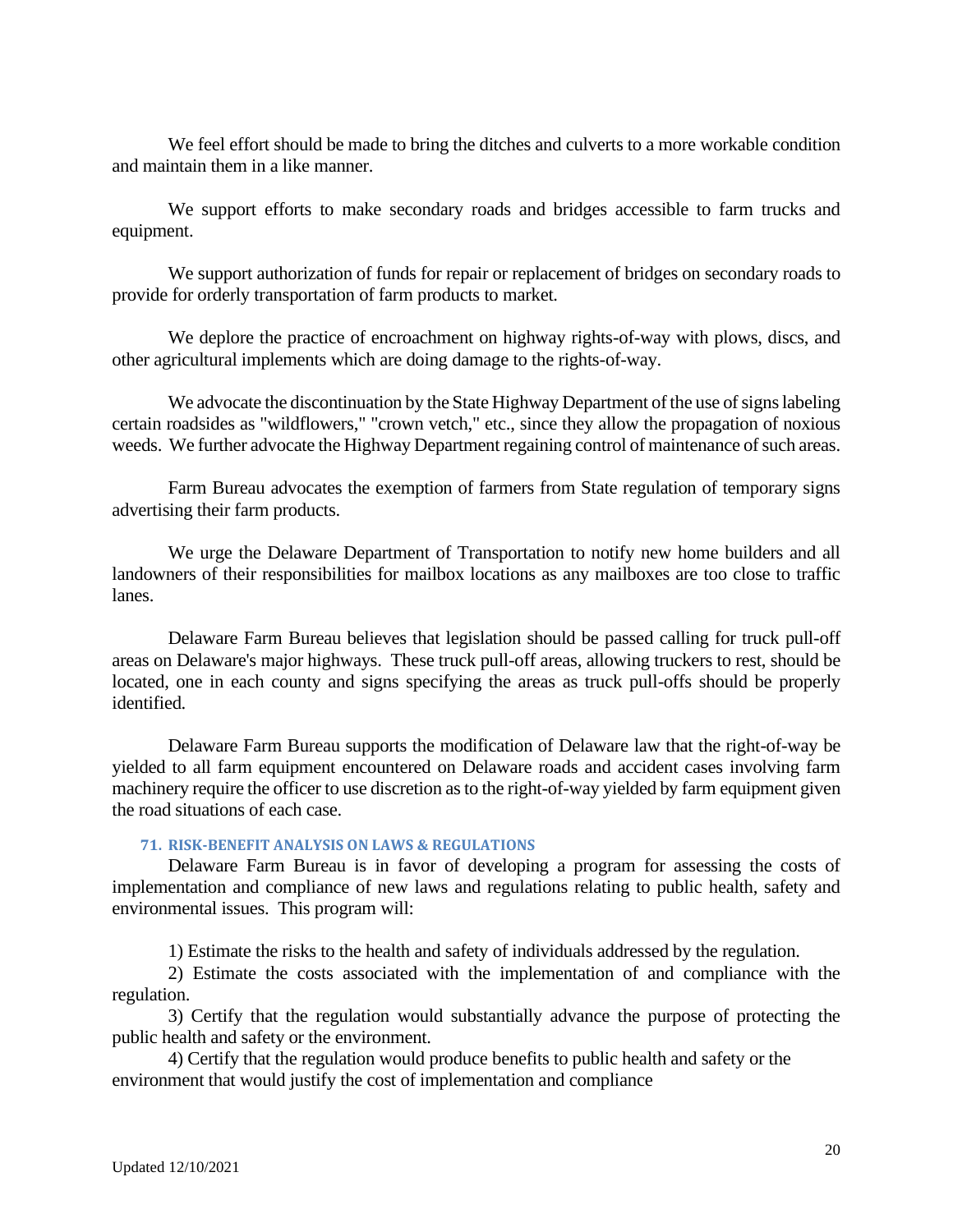We feel effort should be made to bring the ditches and culverts to a more workable condition and maintain them in a like manner.

We support efforts to make secondary roads and bridges accessible to farm trucks and equipment.

We support authorization of funds for repair or replacement of bridges on secondary roads to provide for orderly transportation of farm products to market.

We deplore the practice of encroachment on highway rights-of-way with plows, discs, and other agricultural implements which are doing damage to the rights-of-way.

We advocate the discontinuation by the State Highway Department of the use of signs labeling certain roadsides as "wildflowers," "crown vetch," etc., since they allow the propagation of noxious weeds. We further advocate the Highway Department regaining control of maintenance of such areas.

Farm Bureau advocates the exemption of farmers from State regulation of temporary signs advertising their farm products.

We urge the Delaware Department of Transportation to notify new home builders and all landowners of their responsibilities for mailbox locations as any mailboxes are too close to traffic lanes.

Delaware Farm Bureau believes that legislation should be passed calling for truck pull-off areas on Delaware's major highways. These truck pull-off areas, allowing truckers to rest, should be located, one in each county and signs specifying the areas as truck pull-offs should be properly identified.

Delaware Farm Bureau supports the modification of Delaware law that the right-of-way be yielded to all farm equipment encountered on Delaware roads and accident cases involving farm machinery require the officer to use discretion as to the right-of-way yielded by farm equipment given the road situations of each case.

### 71. RISK-BENEFIT ANALYSIS ON LAWS & REGULATIONS

Delaware Farm Bureau is in favor of developing a program for assessing the costs of implementation and compliance of new laws and regulations relating to public health, safety and environmental issues. This program will:

1) Estimate the risks to the health and safety of individuals addressed by the regulation.
2) Estimate the costs associated with the implementation of and compliance with the regulation.
3) Certify that the regulation would substantially advance the purpose of protecting the public health and safety or the environment.
4) Certify that the regulation would produce benefits to public health and safety or the environment that would justify the cost of implementation and compliance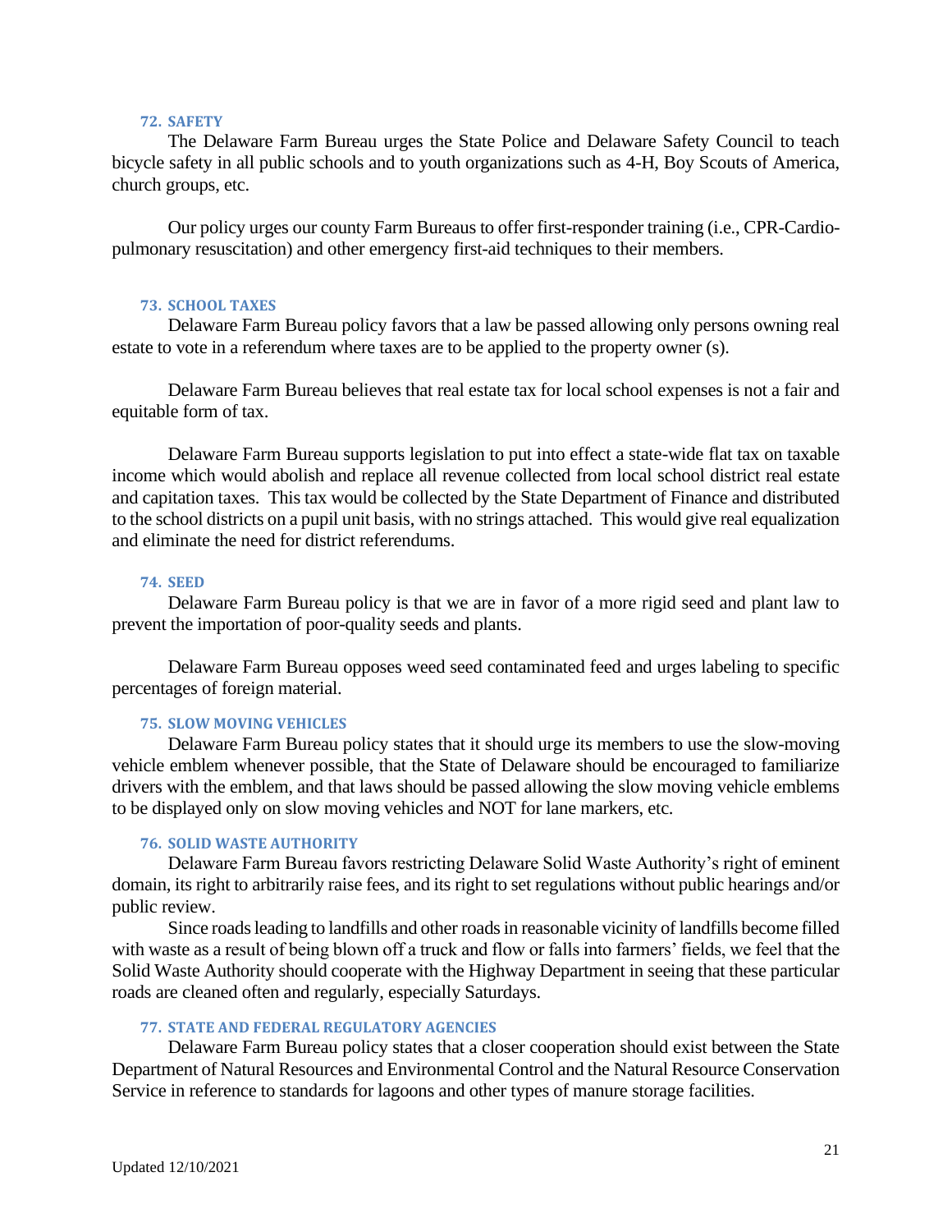### 72. SAFETY

The Delaware Farm Bureau urges the State Police and Delaware Safety Council to teach bicycle safety in all public schools and to youth organizations such as 4-H, Boy Scouts of America, church groups, etc.

Our policy urges our county Farm Bureaus to offer first-responder training (i.e., CPR-Cardio-pulmonary resuscitation) and other emergency first-aid techniques to their members.

### 73. SCHOOL TAXES

Delaware Farm Bureau policy favors that a law be passed allowing only persons owning real estate to vote in a referendum where taxes are to be applied to the property owner (s).

Delaware Farm Bureau believes that real estate tax for local school expenses is not a fair and equitable form of tax.

Delaware Farm Bureau supports legislation to put into effect a state-wide flat tax on taxable income which would abolish and replace all revenue collected from local school district real estate and capitation taxes. This tax would be collected by the State Department of Finance and distributed to the school districts on a pupil unit basis, with no strings attached. This would give real equalization and eliminate the need for district referendums.

### 74. SEED

Delaware Farm Bureau policy is that we are in favor of a more rigid seed and plant law to prevent the importation of poor-quality seeds and plants.

Delaware Farm Bureau opposes weed seed contaminated feed and urges labeling to specific percentages of foreign material.

### 75. SLOW MOVING VEHICLES

Delaware Farm Bureau policy states that it should urge its members to use the slow-moving vehicle emblem whenever possible, that the State of Delaware should be encouraged to familiarize drivers with the emblem, and that laws should be passed allowing the slow moving vehicle emblems to be displayed only on slow moving vehicles and NOT for lane markers, etc.

### 76. SOLID WASTE AUTHORITY

Delaware Farm Bureau favors restricting Delaware Solid Waste Authority's right of eminent domain, its right to arbitrarily raise fees, and its right to set regulations without public hearings and/or public review.

Since roads leading to landfills and other roads in reasonable vicinity of landfills become filled with waste as a result of being blown off a truck and flow or falls into farmers' fields, we feel that the Solid Waste Authority should cooperate with the Highway Department in seeing that these particular roads are cleaned often and regularly, especially Saturdays.

### 77. STATE AND FEDERAL REGULATORY AGENCIES

Delaware Farm Bureau policy states that a closer cooperation should exist between the State Department of Natural Resources and Environmental Control and the Natural Resource Conservation Service in reference to standards for lagoons and other types of manure storage facilities.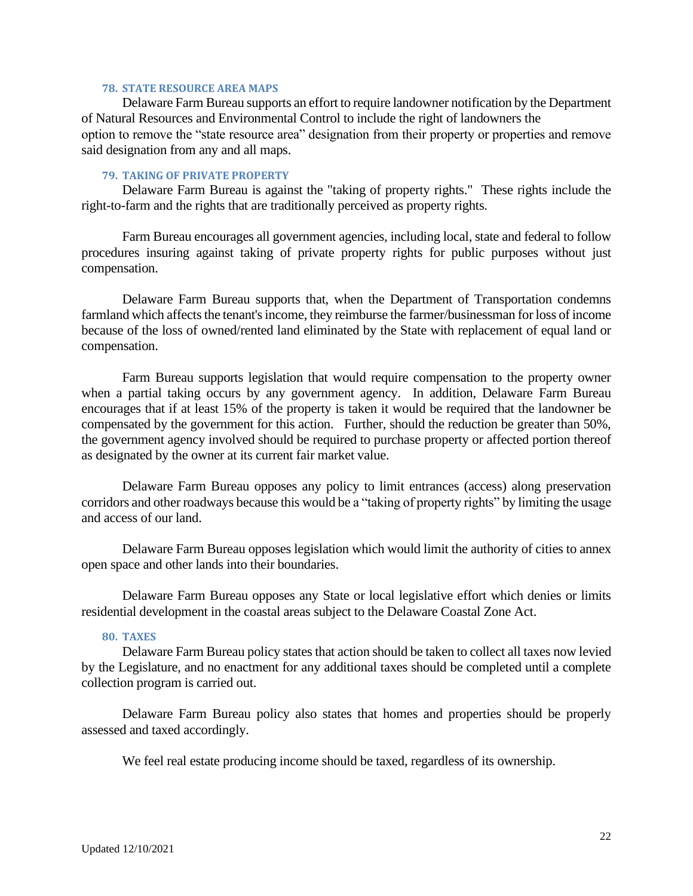### 78. STATE RESOURCE AREA MAPS

Delaware Farm Bureau supports an effort to require landowner notification by the Department of Natural Resources and Environmental Control to include the right of landowners the option to remove the "state resource area" designation from their property or properties and remove said designation from any and all maps.

### 79. TAKING OF PRIVATE PROPERTY

Delaware Farm Bureau is against the "taking of property rights." These rights include the right-to-farm and the rights that are traditionally perceived as property rights.

Farm Bureau encourages all government agencies, including local, state and federal to follow procedures insuring against taking of private property rights for public purposes without just compensation.

Delaware Farm Bureau supports that, when the Department of Transportation condemns farmland which affects the tenant's income, they reimburse the farmer/businessman for loss of income because of the loss of owned/rented land eliminated by the State with replacement of equal land or compensation.

Farm Bureau supports legislation that would require compensation to the property owner when a partial taking occurs by any government agency. In addition, Delaware Farm Bureau encourages that if at least 15% of the property is taken it would be required that the landowner be compensated by the government for this action. Further, should the reduction be greater than 50%, the government agency involved should be required to purchase property or affected portion thereof as designated by the owner at its current fair market value.

Delaware Farm Bureau opposes any policy to limit entrances (access) along preservation corridors and other roadways because this would be a "taking of property rights" by limiting the usage and access of our land.

Delaware Farm Bureau opposes legislation which would limit the authority of cities to annex open space and other lands into their boundaries.

Delaware Farm Bureau opposes any State or local legislative effort which denies or limits residential development in the coastal areas subject to the Delaware Coastal Zone Act.

### 80. TAXES

Delaware Farm Bureau policy states that action should be taken to collect all taxes now levied by the Legislature, and no enactment for any additional taxes should be completed until a complete collection program is carried out.

Delaware Farm Bureau policy also states that homes and properties should be properly assessed and taxed accordingly.

We feel real estate producing income should be taxed, regardless of its ownership.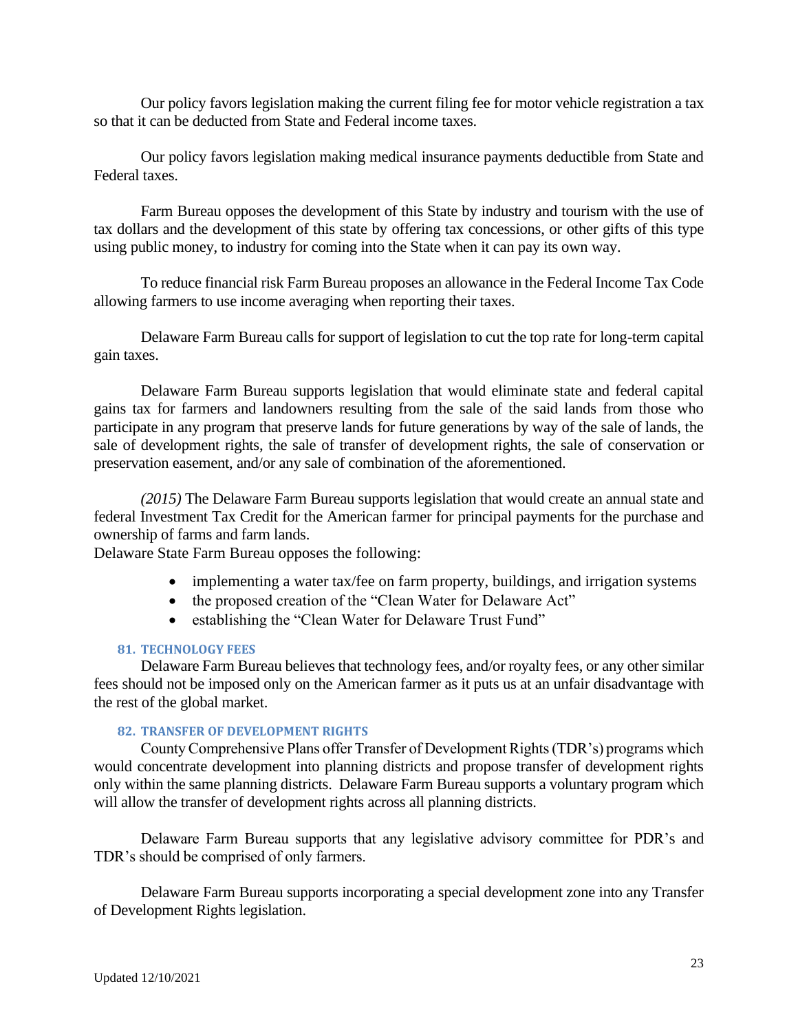Our policy favors legislation making the current filing fee for motor vehicle registration a tax so that it can be deducted from State and Federal income taxes.

Our policy favors legislation making medical insurance payments deductible from State and Federal taxes.

Farm Bureau opposes the development of this State by industry and tourism with the use of tax dollars and the development of this state by offering tax concessions, or other gifts of this type using public money, to industry for coming into the State when it can pay its own way.

To reduce financial risk Farm Bureau proposes an allowance in the Federal Income Tax Code allowing farmers to use income averaging when reporting their taxes.

Delaware Farm Bureau calls for support of legislation to cut the top rate for long-term capital gain taxes.

Delaware Farm Bureau supports legislation that would eliminate state and federal capital gains tax for farmers and landowners resulting from the sale of the said lands from those who participate in any program that preserve lands for future generations by way of the sale of lands, the sale of development rights, the sale of transfer of development rights, the sale of conservation or preservation easement, and/or any sale of combination of the aforementioned.

*(2015)* The Delaware Farm Bureau supports legislation that would create an annual state and federal Investment Tax Credit for the American farmer for principal payments for the purchase and ownership of farms and farm lands.

Delaware State Farm Bureau opposes the following:

- implementing a water tax/fee on farm property, buildings, and irrigation systems
- the proposed creation of the "Clean Water for Delaware Act"
- establishing the "Clean Water for Delaware Trust Fund"

### 81. TECHNOLOGY FEES

Delaware Farm Bureau believes that technology fees, and/or royalty fees, or any other similar fees should not be imposed only on the American farmer as it puts us at an unfair disadvantage with the rest of the global market.

### 82. TRANSFER OF DEVELOPMENT RIGHTS

County Comprehensive Plans offer Transfer of Development Rights (TDR's) programs which would concentrate development into planning districts and propose transfer of development rights only within the same planning districts. Delaware Farm Bureau supports a voluntary program which will allow the transfer of development rights across all planning districts.

Delaware Farm Bureau supports that any legislative advisory committee for PDR's and TDR's should be comprised of only farmers.

Delaware Farm Bureau supports incorporating a special development zone into any Transfer of Development Rights legislation.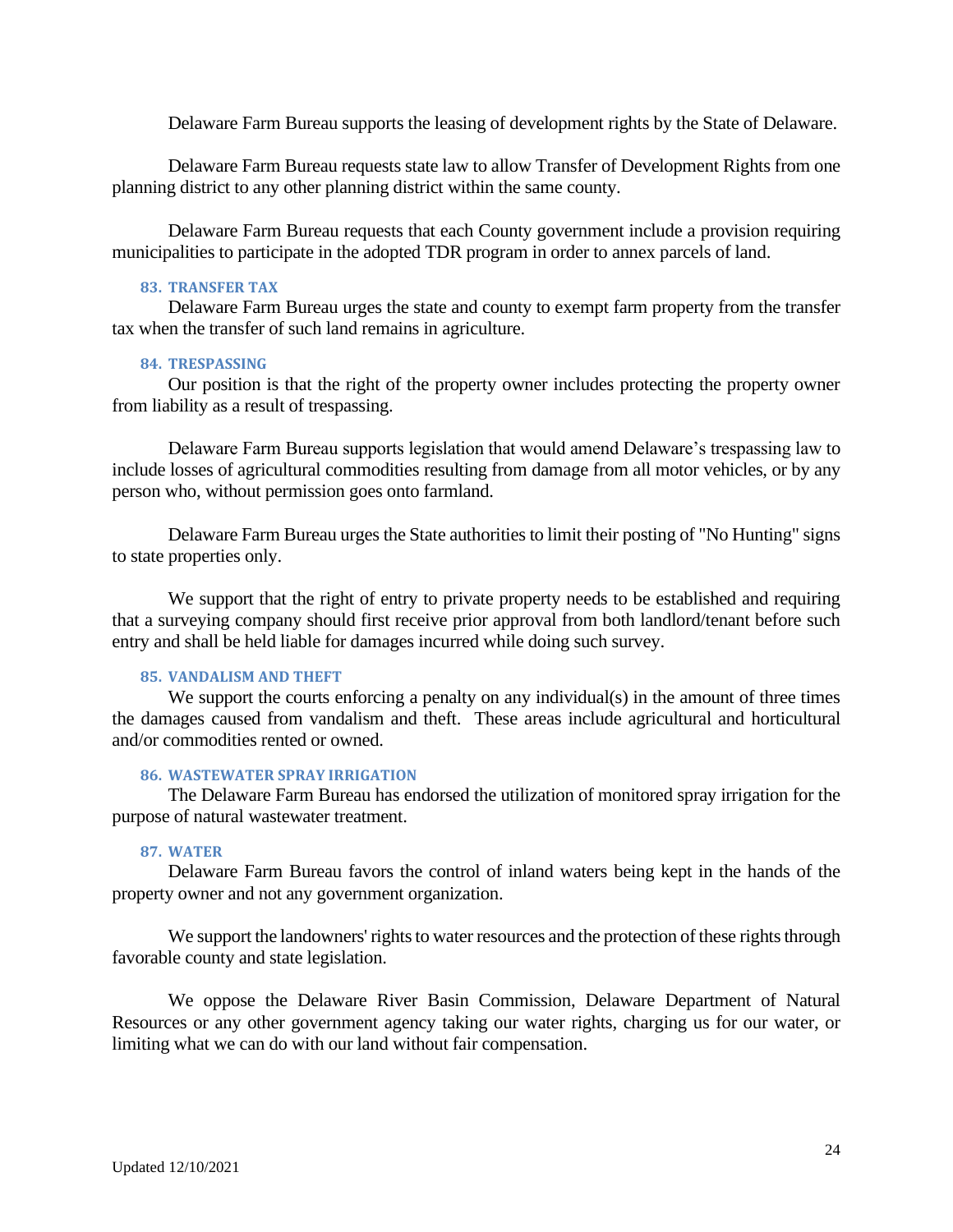Delaware Farm Bureau supports the leasing of development rights by the State of Delaware.

Delaware Farm Bureau requests state law to allow Transfer of Development Rights from one planning district to any other planning district within the same county.

Delaware Farm Bureau requests that each County government include a provision requiring municipalities to participate in the adopted TDR program in order to annex parcels of land.

### 83. TRANSFER TAX

Delaware Farm Bureau urges the state and county to exempt farm property from the transfer tax when the transfer of such land remains in agriculture.

### 84. TRESPASSING

Our position is that the right of the property owner includes protecting the property owner from liability as a result of trespassing.

Delaware Farm Bureau supports legislation that would amend Delaware's trespassing law to include losses of agricultural commodities resulting from damage from all motor vehicles, or by any person who, without permission goes onto farmland.

Delaware Farm Bureau urges the State authorities to limit their posting of "No Hunting" signs to state properties only.

We support that the right of entry to private property needs to be established and requiring that a surveying company should first receive prior approval from both landlord/tenant before such entry and shall be held liable for damages incurred while doing such survey.

### 85. VANDALISM AND THEFT

We support the courts enforcing a penalty on any individual(s) in the amount of three times the damages caused from vandalism and theft. These areas include agricultural and horticultural and/or commodities rented or owned.

### 86. WASTEWATER SPRAY IRRIGATION

The Delaware Farm Bureau has endorsed the utilization of monitored spray irrigation for the purpose of natural wastewater treatment.

### 87. WATER

Delaware Farm Bureau favors the control of inland waters being kept in the hands of the property owner and not any government organization.

We support the landowners' rights to water resources and the protection of these rights through favorable county and state legislation.

We oppose the Delaware River Basin Commission, Delaware Department of Natural Resources or any other government agency taking our water rights, charging us for our water, or limiting what we can do with our land without fair compensation.

Updated 12/10/2021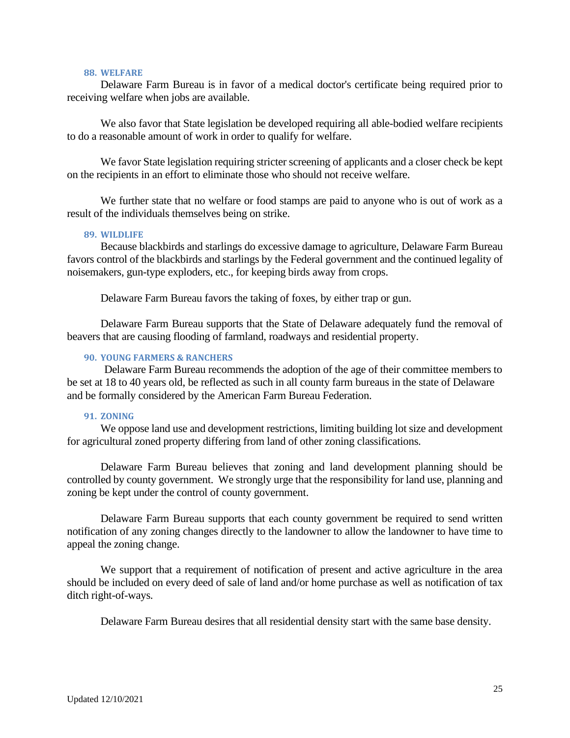### 88. WELFARE

Delaware Farm Bureau is in favor of a medical doctor's certificate being required prior to receiving welfare when jobs are available.

We also favor that State legislation be developed requiring all able-bodied welfare recipients to do a reasonable amount of work in order to qualify for welfare.

We favor State legislation requiring stricter screening of applicants and a closer check be kept on the recipients in an effort to eliminate those who should not receive welfare.

We further state that no welfare or food stamps are paid to anyone who is out of work as a result of the individuals themselves being on strike.

### 89. WILDLIFE

Because blackbirds and starlings do excessive damage to agriculture, Delaware Farm Bureau favors control of the blackbirds and starlings by the Federal government and the continued legality of noisemakers, gun-type exploders, etc., for keeping birds away from crops.

Delaware Farm Bureau favors the taking of foxes, by either trap or gun.

Delaware Farm Bureau supports that the State of Delaware adequately fund the removal of beavers that are causing flooding of farmland, roadways and residential property.

### 90. YOUNG FARMERS & RANCHERS

Delaware Farm Bureau recommends the adoption of the age of their committee members to be set at 18 to 40 years old, be reflected as such in all county farm bureaus in the state of Delaware and be formally considered by the American Farm Bureau Federation.

### 91. ZONING

We oppose land use and development restrictions, limiting building lot size and development for agricultural zoned property differing from land of other zoning classifications.

Delaware Farm Bureau believes that zoning and land development planning should be controlled by county government. We strongly urge that the responsibility for land use, planning and zoning be kept under the control of county government.

Delaware Farm Bureau supports that each county government be required to send written notification of any zoning changes directly to the landowner to allow the landowner to have time to appeal the zoning change.

We support that a requirement of notification of present and active agriculture in the area should be included on every deed of sale of land and/or home purchase as well as notification of tax ditch right-of-ways.

Delaware Farm Bureau desires that all residential density start with the same base density.

Updated 12/10/2021